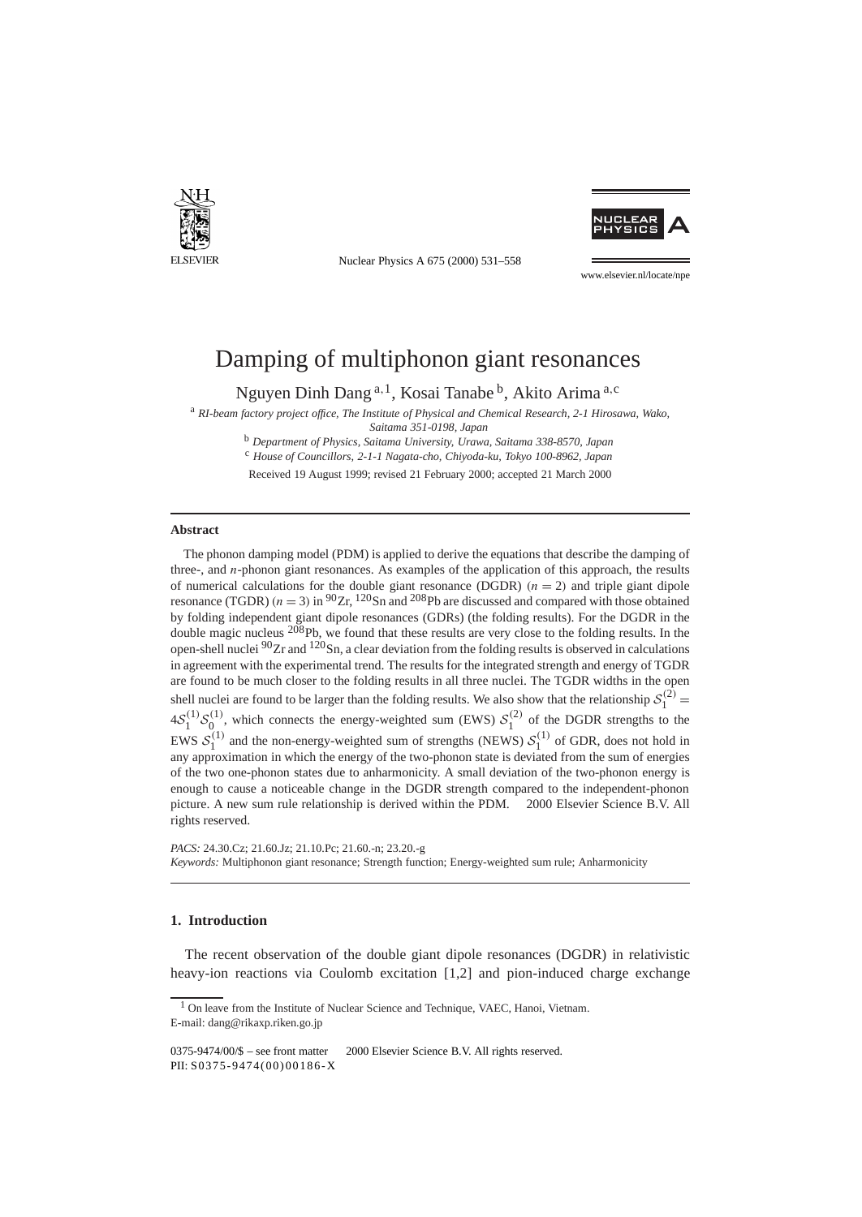# Damping of multiphonon giant resonances

Nguyen Dinh Dang [a,1], Kosai Tanabe [b], Akito Arima [a,c]

[a] *RI-beam factory project office, The Institute of Physical and Chemical Research, 2-1 Hirosawa, Wako, Saitama 351-0198, Japan*

[b] *Department of Physics, Saitama University, Urawa, Saitama 338-8570, Japan*

[c] *House of Councillors, 2-1-1 Nagata-cho, Chiyoda-ku, Tokyo 100-8962, Japan*

Received 19 August 1999; revised 21 February 2000; accepted 21 March 2000

## Abstract

The phonon damping model (PDM) is applied to derive the equations that describe the damping of three-, and $n$-phonon giant resonances. As examples of the application of this approach, the results of numerical calculations for the double giant resonance (DGDR) ($n = 2$) and triple giant dipole resonance (TGDR) ($n = 3$) in $^{90}$Zr, $^{120}$Sn and $^{208}$Pb are discussed and compared with those obtained by folding independent giant dipole resonances (GDRs) (the folding results). For the DGDR in the double magic nucleus $^{208}$Pb, we found that these results are very close to the folding results. In the open-shell nuclei $^{90}$Zr and $^{120}$Sn, a clear deviation from the folding results is observed in calculations in agreement with the experimental trend. The results for the integrated strength and energy of TGDR are found to be much closer to the folding results in all three nuclei. The TGDR widths in the open shell nuclei are found to be larger than the folding results. We also show that the relationship $\mathcal{S}_1^{(2)} = 4\mathcal{S}_1^{(1)}\mathcal{S}_0^{(1)}$, which connects the energy-weighted sum (EWS) $\mathcal{S}_1^{(2)}$ of the DGDR strengths to the EWS $\mathcal{S}_1^{(1)}$ and the non-energy-weighted sum of strengths (NEWS) $\mathcal{S}_1^{(1)}$ of GDR, does not hold in any approximation in which the energy of the two-phonon state is deviated from the sum of energies of the two one-phonon states due to anharmonicity. A small deviation of the two-phonon energy is enough to cause a noticeable change in the DGDR strength compared to the independent-phonon picture. A new sum rule relationship is derived within the PDM. © 2000 Elsevier Science B.V. All rights reserved.

*PACS:* 24.30.Cz; 21.60.Jz; 21.10.Pc; 21.60.-n; 23.20.-g

*Keywords:* Multiphonon giant resonance; Strength function; Energy-weighted sum rule; Anharmonicity

## 1. Introduction

The recent observation of the double giant dipole resonances (DGDR) in relativistic heavy-ion reactions via Coulomb excitation [1,2] and pion-induced charge exchange

[1] On leave from the Institute of Nuclear Science and Technique, VAEC, Hanoi, Vietnam. E-mail: dang@rikaxp.riken.go.jp

0375-9474/00/$ – see front matter © 2000 Elsevier Science B.V. All rights reserved.
PII: S0375-9474(00)00186-X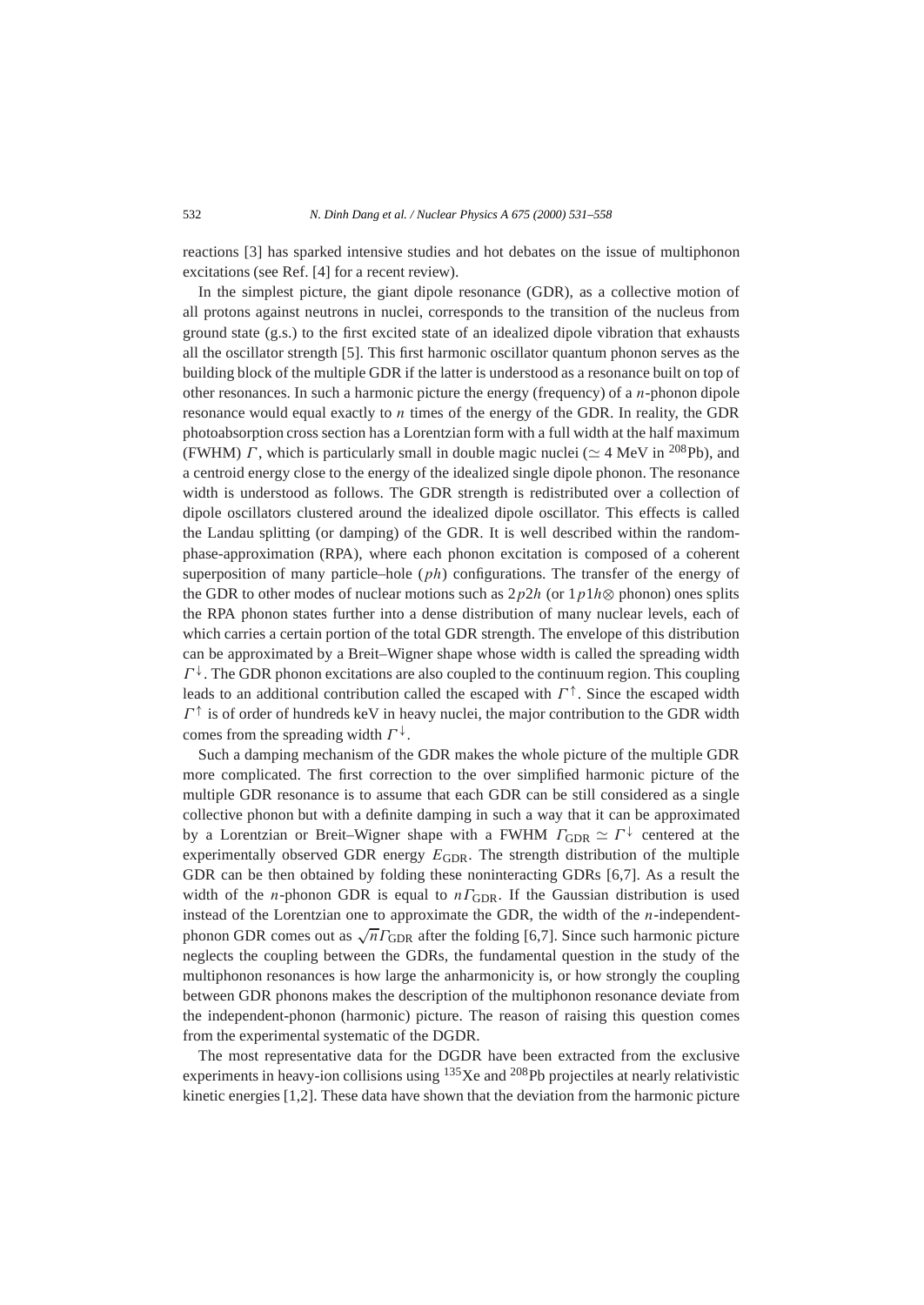reactions [3] has sparked intensive studies and hot debates on the issue of multiphonon excitations (see Ref. [4] for a recent review).

In the simplest picture, the giant dipole resonance (GDR), as a collective motion of all protons against neutrons in nuclei, corresponds to the transition of the nucleus from ground state (g.s.) to the first excited state of an idealized dipole vibration that exhausts all the oscillator strength [5]. This first harmonic oscillator quantum phonon serves as the building block of the multiple GDR if the latter is understood as a resonance built on top of other resonances. In such a harmonic picture the energy (frequency) of a $n$-phonon dipole resonance would equal exactly to $n$ times of the energy of the GDR. In reality, the GDR photoabsorption cross section has a Lorentzian form with a full width at the half maximum (FWHM) $\Gamma$, which is particularly small in double magic nuclei ($\simeq 4$ MeV in $^{208}$Pb), and a centroid energy close to the energy of the idealized single dipole phonon. The resonance width is understood as follows. The GDR strength is redistributed over a collection of dipole oscillators clustered around the idealized dipole oscillator. This effects is called the Landau splitting (or damping) of the GDR. It is well described within the random-phase-approximation (RPA), where each phonon excitation is composed of a coherent superposition of many particle–hole ($ph$) configurations. The transfer of the energy of the GDR to other modes of nuclear motions such as $2p2h$ (or $1p1h\otimes$ phonon) ones splits the RPA phonon states further into a dense distribution of many nuclear levels, each of which carries a certain portion of the total GDR strength. The envelope of this distribution can be approximated by a Breit–Wigner shape whose width is called the spreading width $\Gamma^{\downarrow}$. The GDR phonon excitations are also coupled to the continuum region. This coupling leads to an additional contribution called the escaped with $\Gamma^{\uparrow}$. Since the escaped width $\Gamma^{\uparrow}$ is of order of hundreds keV in heavy nuclei, the major contribution to the GDR width comes from the spreading width $\Gamma^{\downarrow}$.

Such a damping mechanism of the GDR makes the whole picture of the multiple GDR more complicated. The first correction to the over simplified harmonic picture of the multiple GDR resonance is to assume that each GDR can be still considered as a single collective phonon but with a definite damping in such a way that it can be approximated by a Lorentzian or Breit–Wigner shape with a FWHM $\Gamma_{\rm GDR} \simeq \Gamma^{\downarrow}$ centered at the experimentally observed GDR energy $E_{\rm GDR}$. The strength distribution of the multiple GDR can be then obtained by folding these noninteracting GDRs [6,7]. As a result the width of the $n$-phonon GDR is equal to $n\Gamma_{\rm GDR}$. If the Gaussian distribution is used instead of the Lorentzian one to approximate the GDR, the width of the $n$-independent-phonon GDR comes out as $\sqrt{n}\Gamma_{\rm GDR}$ after the folding [6,7]. Since such harmonic picture neglects the coupling between the GDRs, the fundamental question in the study of the multiphonon resonances is how large the anharmonicity is, or how strongly the coupling between GDR phonons makes the description of the multiphonon resonance deviate from the independent-phonon (harmonic) picture. The reason of raising this question comes from the experimental systematic of the DGDR.

The most representative data for the DGDR have been extracted from the exclusive experiments in heavy-ion collisions using $^{135}$Xe and $^{208}$Pb projectiles at nearly relativistic kinetic energies [1,2]. These data have shown that the deviation from the harmonic picture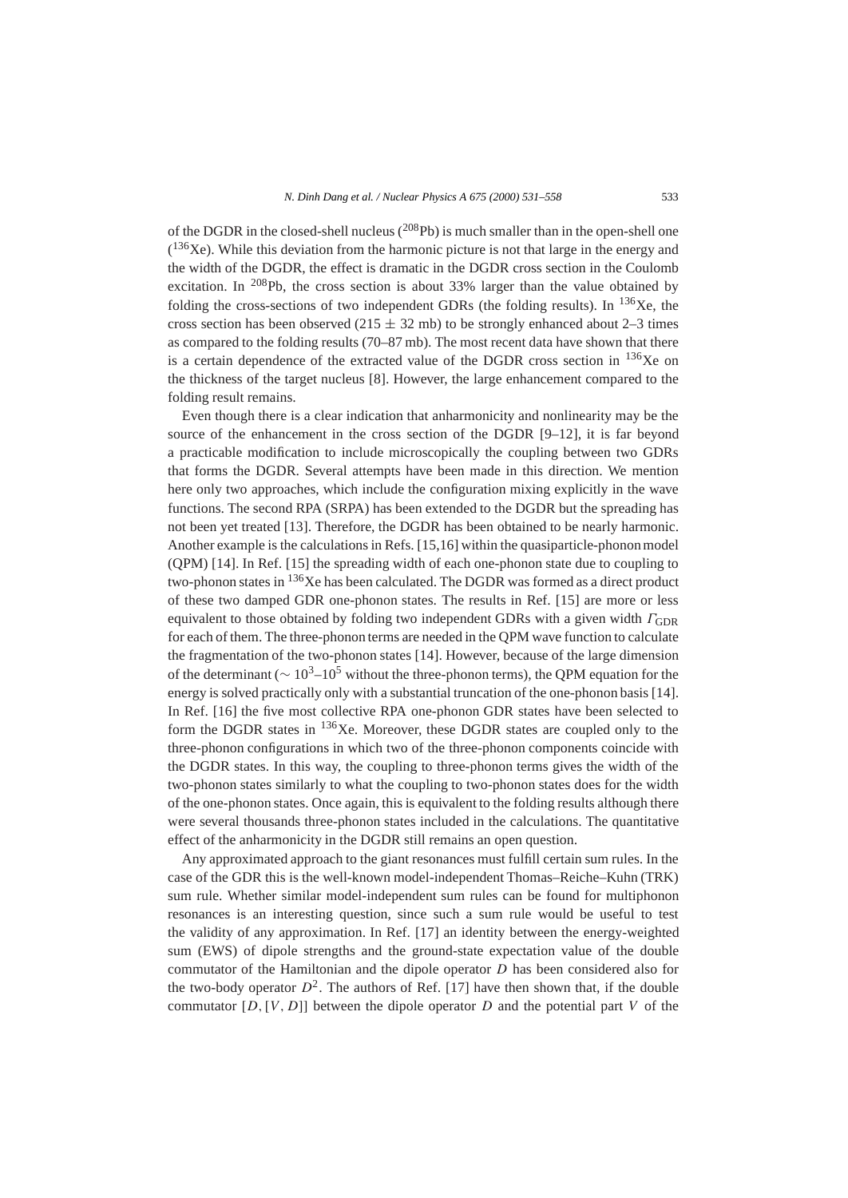of the DGDR in the closed-shell nucleus ($^{208}$Pb) is much smaller than in the open-shell one ($^{136}$Xe). While this deviation from the harmonic picture is not that large in the energy and the width of the DGDR, the effect is dramatic in the DGDR cross section in the Coulomb excitation. In $^{208}$Pb, the cross section is about 33% larger than the value obtained by folding the cross-sections of two independent GDRs (the folding results). In $^{136}$Xe, the cross section has been observed ($215 \pm 32$ mb) to be strongly enhanced about 2–3 times as compared to the folding results (70–87 mb). The most recent data have shown that there is a certain dependence of the extracted value of the DGDR cross section in $^{136}$Xe on the thickness of the target nucleus [8]. However, the large enhancement compared to the folding result remains.

Even though there is a clear indication that anharmonicity and nonlinearity may be the source of the enhancement in the cross section of the DGDR [9–12], it is far beyond a practicable modification to include microscopically the coupling between two GDRs that forms the DGDR. Several attempts have been made in this direction. We mention here only two approaches, which include the configuration mixing explicitly in the wave functions. The second RPA (SRPA) has been extended to the DGDR but the spreading has not been yet treated [13]. Therefore, the DGDR has been obtained to be nearly harmonic. Another example is the calculations in Refs. [15,16] within the quasiparticle-phonon model (QPM) [14]. In Ref. [15] the spreading width of each one-phonon state due to coupling to two-phonon states in $^{136}$Xe has been calculated. The DGDR was formed as a direct product of these two damped GDR one-phonon states. The results in Ref. [15] are more or less equivalent to those obtained by folding two independent GDRs with a given width $\Gamma_{\rm GDR}$ for each of them. The three-phonon terms are needed in the QPM wave function to calculate the fragmentation of the two-phonon states [14]. However, because of the large dimension of the determinant ($\sim 10^3$–$10^5$ without the three-phonon terms), the QPM equation for the energy is solved practically only with a substantial truncation of the one-phonon basis [14]. In Ref. [16] the five most collective RPA one-phonon GDR states have been selected to form the DGDR states in $^{136}$Xe. Moreover, these DGDR states are coupled only to the three-phonon configurations in which two of the three-phonon components coincide with the DGDR states. In this way, the coupling to three-phonon terms gives the width of the two-phonon states similarly to what the coupling to two-phonon states does for the width of the one-phonon states. Once again, this is equivalent to the folding results although there were several thousands three-phonon states included in the calculations. The quantitative effect of the anharmonicity in the DGDR still remains an open question.

Any approximated approach to the giant resonances must fulfill certain sum rules. In the case of the GDR this is the well-known model-independent Thomas–Reiche–Kuhn (TRK) sum rule. Whether similar model-independent sum rules can be found for multiphonon resonances is an interesting question, since such a sum rule would be useful to test the validity of any approximation. In Ref. [17] an identity between the energy-weighted sum (EWS) of dipole strengths and the ground-state expectation value of the double commutator of the Hamiltonian and the dipole operator $D$ has been considered also for the two-body operator $D^2$. The authors of Ref. [17] have then shown that, if the double commutator $[D,[V,D]]$ between the dipole operator $D$ and the potential part $V$ of the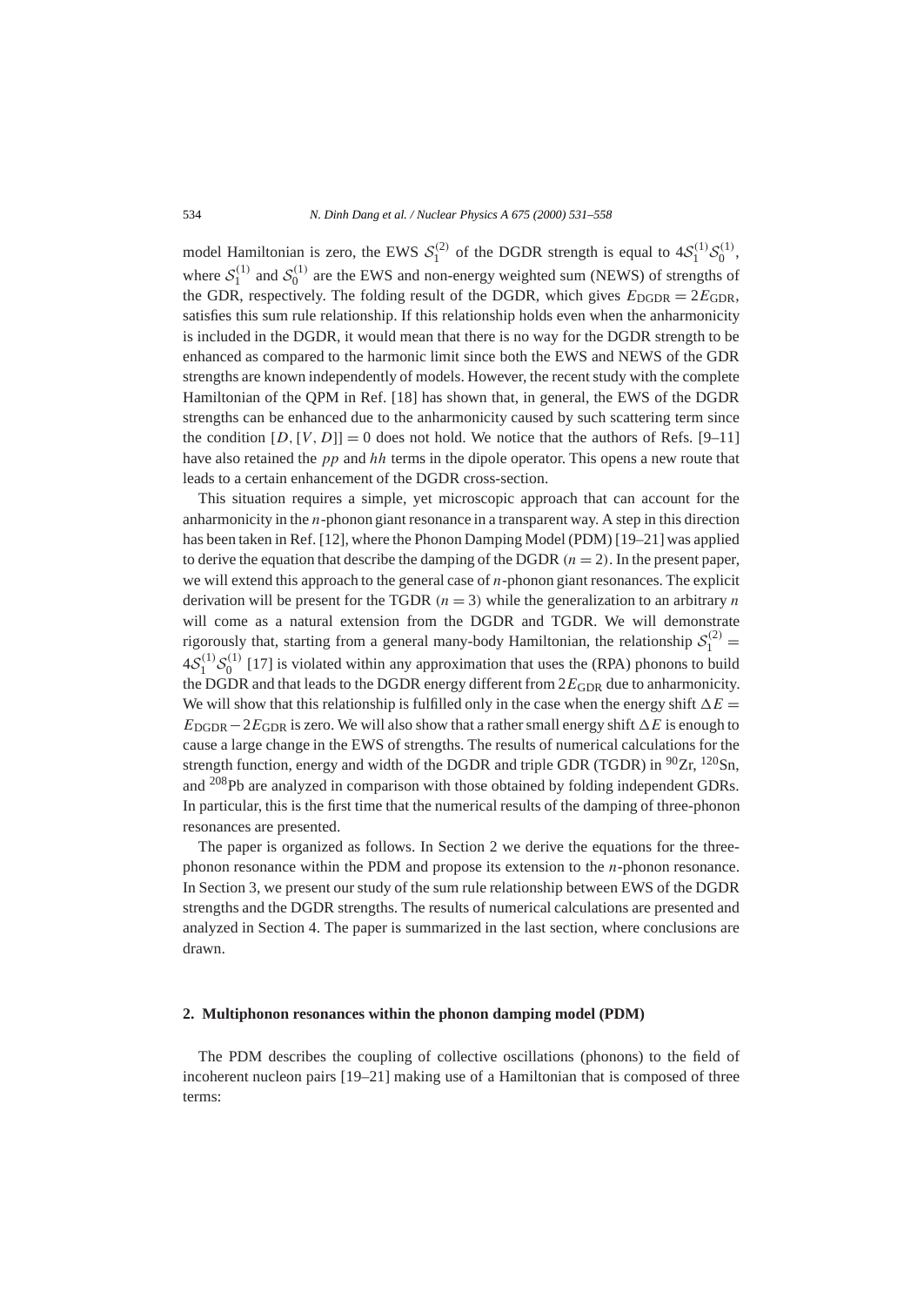model Hamiltonian is zero, the EWS $\mathcal{S}_1^{(2)}$ of the DGDR strength is equal to $4\mathcal{S}_1^{(1)}\mathcal{S}_0^{(1)}$, where $\mathcal{S}_1^{(1)}$ and $\mathcal{S}_0^{(1)}$ are the EWS and non-energy weighted sum (NEWS) of strengths of the GDR, respectively. The folding result of the DGDR, which gives $E_{\rm DGDR} = 2E_{\rm GDR}$, satisfies this sum rule relationship. If this relationship holds even when the anharmonicity is included in the DGDR, it would mean that there is no way for the DGDR strength to be enhanced as compared to the harmonic limit since both the EWS and NEWS of the GDR strengths are known independently of models. However, the recent study with the complete Hamiltonian of the QPM in Ref. [18] has shown that, in general, the EWS of the DGDR strengths can be enhanced due to the anharmonicity caused by such scattering term since the condition $[D,[V,D]] = 0$ does not hold. We notice that the authors of Refs. [9–11] have also retained the *pp* and *hh* terms in the dipole operator. This opens a new route that leads to a certain enhancement of the DGDR cross-section.

This situation requires a simple, yet microscopic approach that can account for the anharmonicity in the $n$-phonon giant resonance in a transparent way. A step in this direction has been taken in Ref. [12], where the Phonon Damping Model (PDM) [19–21] was applied to derive the equation that describe the damping of the DGDR $(n = 2)$. In the present paper, we will extend this approach to the general case of $n$-phonon giant resonances. The explicit derivation will be present for the TGDR $(n = 3)$ while the generalization to an arbitrary $n$ will come as a natural extension from the DGDR and TGDR. We will demonstrate rigorously that, starting from a general many-body Hamiltonian, the relationship $\mathcal{S}_1^{(2)} = 4\mathcal{S}_1^{(1)}\mathcal{S}_0^{(1)}$ [17] is violated within any approximation that uses the (RPA) phonons to build the DGDR and that leads to the DGDR energy different from $2E_{\rm GDR}$ due to anharmonicity. We will show that this relationship is fulfilled only in the case when the energy shift $\Delta E = E_{\rm DGDR} - 2E_{\rm GDR}$ is zero. We will also show that a rather small energy shift $\Delta E$ is enough to cause a large change in the EWS of strengths. The results of numerical calculations for the strength function, energy and width of the DGDR and triple GDR (TGDR) in $^{90}$Zr, $^{120}$Sn, and $^{208}$Pb are analyzed in comparison with those obtained by folding independent GDRs. In particular, this is the first time that the numerical results of the damping of three-phonon resonances are presented.

The paper is organized as follows. In Section 2 we derive the equations for the three-phonon resonance within the PDM and propose its extension to the $n$-phonon resonance. In Section 3, we present our study of the sum rule relationship between EWS of the DGDR strengths and the DGDR strengths. The results of numerical calculations are presented and analyzed in Section 4. The paper is summarized in the last section, where conclusions are drawn.

## 2. Multiphonon resonances within the phonon damping model (PDM)

The PDM describes the coupling of collective oscillations (phonons) to the field of incoherent nucleon pairs [19–21] making use of a Hamiltonian that is composed of three terms: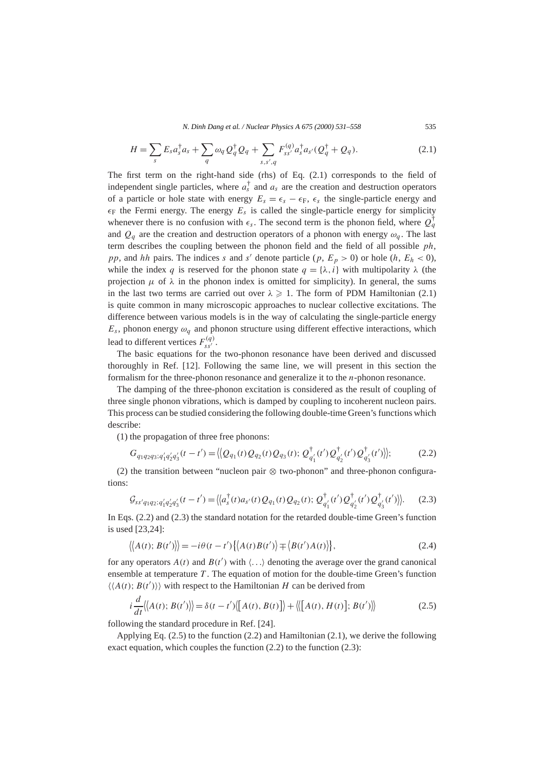$$H = \sum_s E_s a_s^\dagger a_s + \sum_q \omega_q Q_q^\dagger Q_q + \sum_{s,s',q} F_{ss'}^{(q)} a_s^\dagger a_{s'} (Q_q^\dagger + Q_q). \tag{2.1}$$

The first term on the right-hand side (rhs) of Eq. (2.1) corresponds to the field of independent single particles, where $a_s^\dagger$ and $a_s$ are the creation and destruction operators of a particle or hole state with energy $E_s = \epsilon_s - \epsilon_F$, $\epsilon_s$ the single-particle energy and $\epsilon_F$ the Fermi energy. The energy $E_s$ is called the single-particle energy for simplicity whenever there is no confusion with $\epsilon_s$. The second term is the phonon field, where $Q_q^\dagger$ and $Q_q$ are the creation and destruction operators of a phonon with energy $\omega_q$. The last term describes the coupling between the phonon field and the field of all possible $ph$, $pp$, and $hh$ pairs. The indices $s$ and $s'$ denote particle ($p$, $E_p > 0$) or hole ($h$, $E_h < 0$), while the index $q$ is reserved for the phonon state $q = \{\lambda, i\}$ with multipolarity $\lambda$ (the projection $\mu$ of $\lambda$ in the phonon index is omitted for simplicity). In general, the sums in the last two terms are carried out over $\lambda \geqslant 1$. The form of PDM Hamiltonian (2.1) is quite common in many microscopic approaches to nuclear collective excitations. The difference between various models is in the way of calculating the single-particle energy $E_s$, phonon energy $\omega_q$ and phonon structure using different effective interactions, which lead to different vertices $F_{ss'}^{(q)}$.

The basic equations for the two-phonon resonance have been derived and discussed thoroughly in Ref. [12]. Following the same line, we will present in this section the formalism for the three-phonon resonance and generalize it to the $n$-phonon resonance.

The damping of the three-phonon excitation is considered as the result of coupling of three single phonon vibrations, which is damped by coupling to incoherent nucleon pairs. This process can be studied considering the following double-time Green's functions which describe:

(1) the propagation of three free phonons:

$$G_{q_1 q_2 q_3; q_1' q_2' q_3'}(t - t') = \langle\langle Q_{q_1}(t) Q_{q_2}(t) Q_{q_3}(t); Q_{q_1'}^\dagger(t') Q_{q_2'}^\dagger(t') Q_{q_3'}^\dagger(t') \rangle\rangle; \tag{2.2}$$

(2) the transition between "nucleon pair ⊗ two-phonon" and three-phonon configurations:

$$\mathcal{G}_{ss' q_1 q_2; q_1' q_2' q_3'}(t - t') = \langle\langle a_s^\dagger(t) a_{s'}(t) Q_{q_1}(t) Q_{q_2}(t); Q_{q_1'}^\dagger(t') Q_{q_2'}^\dagger(t') Q_{q_3'}^\dagger(t') \rangle\rangle. \tag{2.3}$$

In Eqs. (2.2) and (2.3) the standard notation for the retarded double-time Green's function is used [23,24]:

$$\langle\langle A(t); B(t') \rangle\rangle = -i\theta(t - t') \{ \langle A(t) B(t') \rangle \mp \langle B(t') A(t) \rangle \}, \tag{2.4}$$

for any operators $A(t)$ and $B(t')$ with $\langle \ldots \rangle$ denoting the average over the grand canonical ensemble at temperature $T$. The equation of motion for the double-time Green's function $\langle\langle A(t); B(t') \rangle\rangle$ with respect to the Hamiltonian $H$ can be derived from

$$i \frac{d}{dt} \langle\langle A(t); B(t') \rangle\rangle = \delta(t - t') \langle [A(t), B(t)] \rangle + \langle\langle [A(t), H(t)]; B(t') \rangle\rangle \tag{2.5}$$

following the standard procedure in Ref. [24].

Applying Eq. (2.5) to the function (2.2) and Hamiltonian (2.1), we derive the following exact equation, which couples the function (2.2) to the function (2.3):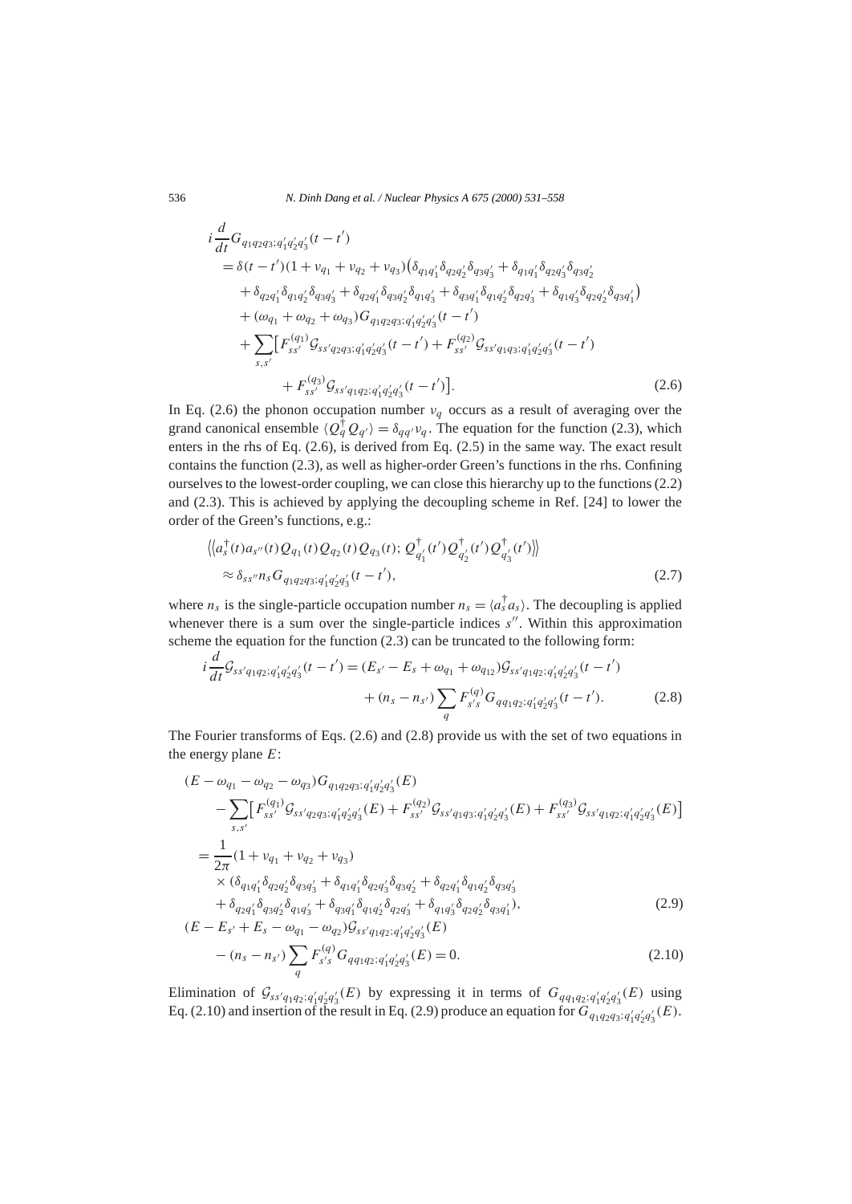$$
\begin{aligned}
i\frac{d}{dt}&G_{q_1q_2q_3;q_1'q_2'q_3'}(t-t') \\
&= \delta(t-t')(1+\nu_{q_1}+\nu_{q_2}+\nu_{q_3})\big(\delta_{q_1q_1'}\delta_{q_2q_2'}\delta_{q_3q_3'}+\delta_{q_1q_1'}\delta_{q_2q_3'}\delta_{q_3q_2'} \\
&\quad +\delta_{q_2q_1'}\delta_{q_1q_2'}\delta_{q_3q_3'}+\delta_{q_2q_1'}\delta_{q_3q_2'}\delta_{q_1q_3'}+\delta_{q_3q_1'}\delta_{q_1q_2'}\delta_{q_2q_3'}+\delta_{q_1q_3'}\delta_{q_2q_2'}\delta_{q_3q_1'}\big) \\
&\quad +(\omega_{q_1}+\omega_{q_2}+\omega_{q_3})G_{q_1q_2q_3;q_1'q_2'q_3'}(t-t') \\
&\quad +\sum_{s,s'}\big[F_{ss'}^{(q_1)}\mathcal{G}_{ss'q_2q_3;q_1'q_2'q_3'}(t-t')+F_{ss'}^{(q_2)}\mathcal{G}_{ss'q_1q_3;q_1'q_2'q_3'}(t-t') \\
&\qquad +F_{ss'}^{(q_3)}\mathcal{G}_{ss'q_1q_2;q_1'q_2'q_3'}(t-t')\big].
\end{aligned}
\tag{2.6}
$$

In Eq. (2.6) the phonon occupation number $\nu_q$ occurs as a result of averaging over the grand canonical ensemble $\langle Q_q^\dagger Q_{q'}\rangle = \delta_{qq'}\nu_q$. The equation for the function (2.3), which enters in the rhs of Eq. (2.6), is derived from Eq. (2.5) in the same way. The exact result contains the function (2.3), as well as higher-order Green's functions in the rhs. Confining ourselves to the lowest-order coupling, we can close this hierarchy up to the functions (2.2) and (2.3). This is achieved by applying the decoupling scheme in Ref. [24] to lower the order of the Green's functions, e.g.:

$$
\begin{aligned}
&\big\langle\big\langle a_s^\dagger(t)a_{s''}(t)Q_{q_1}(t)Q_{q_2}(t)Q_{q_3}(t);\,Q_{q_1'}^\dagger(t')Q_{q_2'}^\dagger(t')Q_{q_3'}^\dagger(t')\big\rangle\big\rangle \\
&\quad\approx \delta_{ss''}n_sG_{q_1q_2q_3;q_1'q_2'q_3'}(t-t'),
\end{aligned}
\tag{2.7}
$$

where $n_s$ is the single-particle occupation number $n_s=\langle a_s^\dagger a_s\rangle$. The decoupling is applied whenever there is a sum over the single-particle indices $s''$. Within this approximation scheme the equation for the function (2.3) can be truncated to the following form:

$$
\begin{aligned}
i\frac{d}{dt}\mathcal{G}_{ss'q_1q_2;q_1'q_2'q_3'}(t-t') &= (E_{s'}-E_s+\omega_{q_1}+\omega_{q_{12}})\mathcal{G}_{ss'q_1q_2;q_1'q_2'q_3'}(t-t') \\
&\quad +(n_s-n_{s'})\sum_q F_{s's}^{(q)}G_{qq_1q_2;q_1'q_2'q_3'}(t-t').
\end{aligned}
\tag{2.8}
$$

The Fourier transforms of Eqs. (2.6) and (2.8) provide us with the set of two equations in the energy plane $E$:

$$
\begin{aligned}
&(E-\omega_{q_1}-\omega_{q_2}-\omega_{q_3})G_{q_1q_2q_3;q_1'q_2'q_3'}(E) \\
&\quad -\sum_{s,s'}\big[F_{ss'}^{(q_1)}\mathcal{G}_{ss'q_2q_3;q_1'q_2'q_3'}(E)+F_{ss'}^{(q_2)}\mathcal{G}_{ss'q_1q_3;q_1'q_2'q_3'}(E)+F_{ss'}^{(q_3)}\mathcal{G}_{ss'q_1q_2;q_1'q_2'q_3'}(E)\big] \\
&= \frac{1}{2\pi}(1+\nu_{q_1}+\nu_{q_2}+\nu_{q_3}) \\
&\quad\times(\delta_{q_1q_1'}\delta_{q_2q_2'}\delta_{q_3q_3'}+\delta_{q_1q_1'}\delta_{q_2q_3'}\delta_{q_3q_2'}+\delta_{q_2q_1'}\delta_{q_1q_2'}\delta_{q_3q_3'} \\
&\quad +\delta_{q_2q_1'}\delta_{q_3q_2'}\delta_{q_1q_3'}+\delta_{q_3q_1'}\delta_{q_1q_2'}\delta_{q_2q_3'}+\delta_{q_1q_3'}\delta_{q_2q_2'}\delta_{q_3q_1'}),
\end{aligned}
\tag{2.9}
$$

$$
\begin{aligned}
&(E-E_{s'}+E_s-\omega_{q_1}-\omega_{q_2})\mathcal{G}_{ss'q_1q_2;q_1'q_2'q_3'}(E) \\
&\quad -(n_s-n_{s'})\sum_q F_{s's}^{(q)}G_{qq_1q_2;q_1'q_2'q_3'}(E)=0.
\end{aligned}
\tag{2.10}
$$

Elimination of $\mathcal{G}_{ss'q_1q_2;q_1'q_2'q_3'}(E)$ by expressing it in terms of $G_{qq_1q_2;q_1'q_2'q_3'}(E)$ using Eq. (2.10) and insertion of the result in Eq. (2.9) produce an equation for $G_{q_1q_2q_3;q_1'q_2'q_3'}(E)$.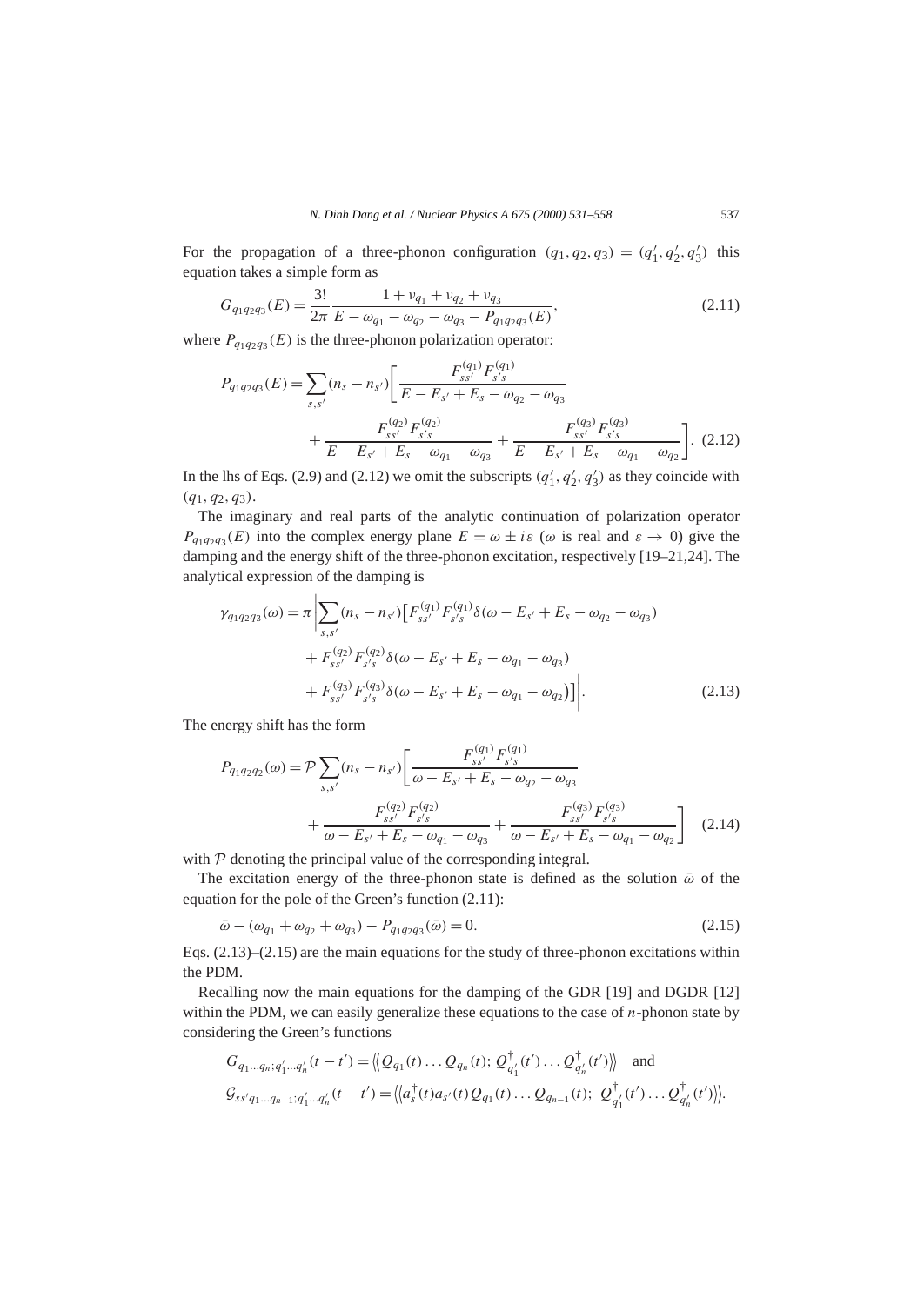For the propagation of a three-phonon configuration $(q_1, q_2, q_3) = (q_1', q_2', q_3')$ this equation takes a simple form as

$$G_{q_1q_2q_3}(E) = \frac{3!}{2\pi} \frac{1 + \nu_{q_1} + \nu_{q_2} + \nu_{q_3}}{E - \omega_{q_1} - \omega_{q_2} - \omega_{q_3} - P_{q_1q_2q_3}(E)}, \tag{2.11}$$

where $P_{q_1q_2q_3}(E)$ is the three-phonon polarization operator:

$$P_{q_1q_2q_3}(E) = \sum_{s,s'} (n_s - n_{s'}) \bigg[ \frac{F_{ss'}^{(q_1)} F_{s's}^{(q_1)}}{E - E_{s'} + E_s - \omega_{q_2} - \omega_{q_3}} + \frac{F_{ss'}^{(q_2)} F_{s's}^{(q_2)}}{E - E_{s'} + E_s - \omega_{q_1} - \omega_{q_3}} + \frac{F_{ss'}^{(q_3)} F_{s's}^{(q_3)}}{E - E_{s'} + E_s - \omega_{q_1} - \omega_{q_2}} \bigg]. \tag{2.12}$$

In the lhs of Eqs. (2.9) and (2.12) we omit the subscripts $(q_1', q_2', q_3')$ as they coincide with $(q_1, q_2, q_3)$.

The imaginary and real parts of the analytic continuation of polarization operator $P_{q_1q_2q_3}(E)$ into the complex energy plane $E = \omega \pm i\varepsilon$ ($\omega$ is real and $\varepsilon \to 0$) give the damping and the energy shift of the three-phonon excitation, respectively [19–21,24]. The analytical expression of the damping is

$$\gamma_{q_1q_2q_3}(\omega) = \pi \bigg| \sum_{s,s'} (n_s - n_{s'}) \big[ F_{ss'}^{(q_1)} F_{s's}^{(q_1)} \delta(\omega - E_{s'} + E_s - \omega_{q_2} - \omega_{q_3}) + F_{ss'}^{(q_2)} F_{s's}^{(q_2)} \delta(\omega - E_{s'} + E_s - \omega_{q_1} - \omega_{q_3}) + F_{ss'}^{(q_3)} F_{s's}^{(q_3)} \delta(\omega - E_{s'} + E_s - \omega_{q_1} - \omega_{q_2}) \big] \bigg|. \tag{2.13}$$

The energy shift has the form

$$P_{q_1q_2q_2}(\omega) = \mathcal{P} \sum_{s,s'} (n_s - n_{s'}) \bigg[ \frac{F_{ss'}^{(q_1)} F_{s's}^{(q_1)}}{\omega - E_{s'} + E_s - \omega_{q_2} - \omega_{q_3}} + \frac{F_{ss'}^{(q_2)} F_{s's}^{(q_2)}}{\omega - E_{s'} + E_s - \omega_{q_1} - \omega_{q_3}} + \frac{F_{ss'}^{(q_3)} F_{s's}^{(q_3)}}{\omega - E_{s'} + E_s - \omega_{q_1} - \omega_{q_2}} \bigg] \tag{2.14}$$

with $\mathcal{P}$ denoting the principal value of the corresponding integral.

The excitation energy of the three-phonon state is defined as the solution $\bar{\omega}$ of the equation for the pole of the Green's function (2.11):

$$\bar{\omega} - (\omega_{q_1} + \omega_{q_2} + \omega_{q_3}) - P_{q_1q_2q_3}(\bar{\omega}) = 0. \tag{2.15}$$

Eqs. (2.13)–(2.15) are the main equations for the study of three-phonon excitations within the PDM.

Recalling now the main equations for the damping of the GDR [19] and DGDR [12] within the PDM, we can easily generalize these equations to the case of $n$-phonon state by considering the Green's functions

$$G_{q_1\ldots q_n;q_1'\ldots q_n'}(t - t') = \big\langle\big\langle Q_{q_1}(t) \ldots Q_{q_n}(t); Q_{q_1'}^\dagger(t') \ldots Q_{q_n'}^\dagger(t') \big\rangle\big\rangle \quad \text{and}$$

$$\mathcal{G}_{ss'q_1\ldots q_{n-1};q_1'\ldots q_n'}(t - t') = \big\langle\big\langle a_s^\dagger(t) a_{s'}(t) Q_{q_1}(t) \ldots Q_{q_{n-1}}(t);\ Q_{q_1'}^\dagger(t') \ldots Q_{q_n'}^\dagger(t') \big\rangle\big\rangle.$$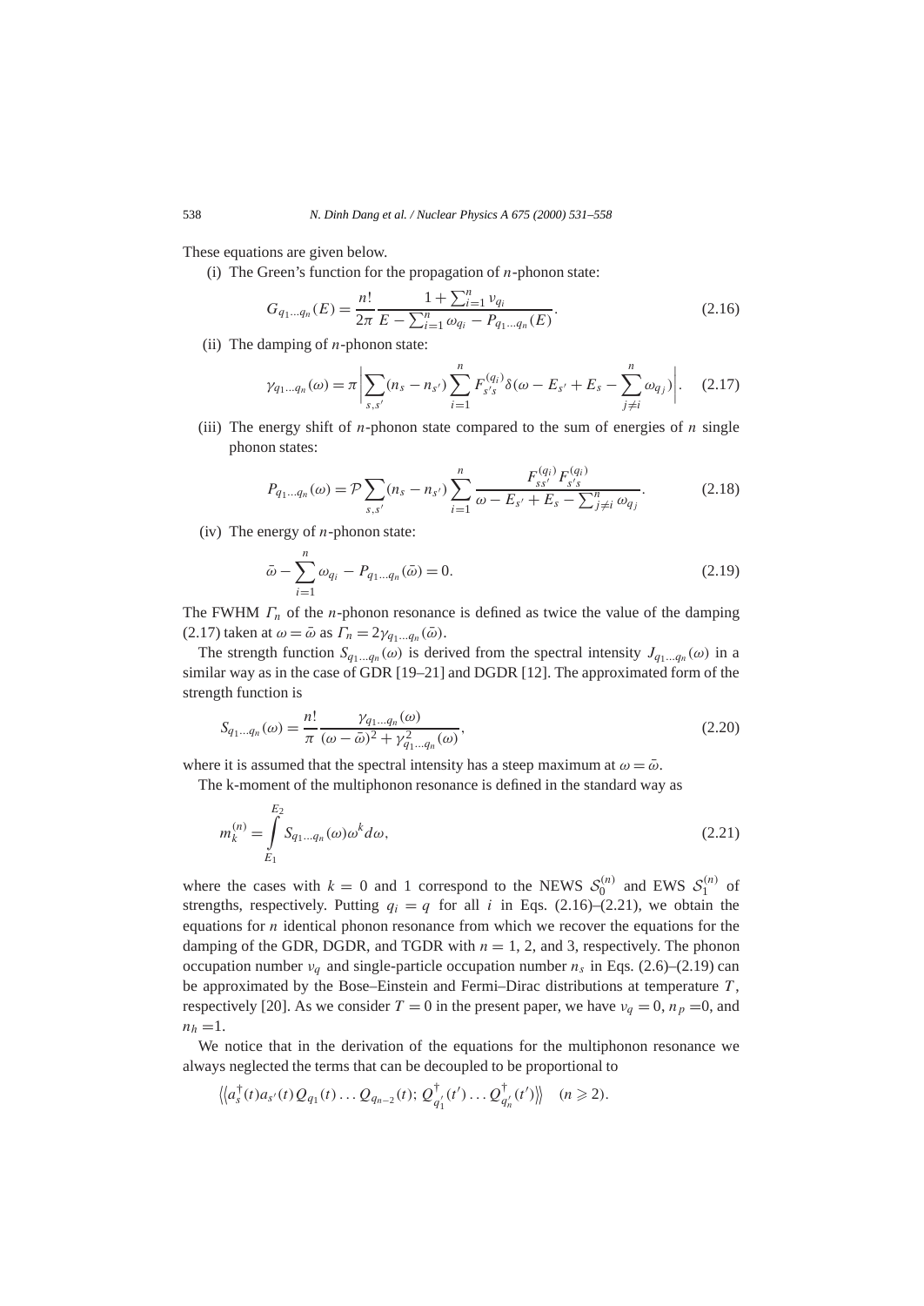These equations are given below.

(i) The Green's function for the propagation of $n$-phonon state:

$$G_{q_1\dots q_n}(E) = \frac{n!}{2\pi}\frac{1+\sum_{i=1}^{n}\nu_{q_i}}{E-\sum_{i=1}^{n}\omega_{q_i} - P_{q_1\dots q_n}(E)}. \tag{2.16}$$

(ii) The damping of $n$-phonon state:

$$\gamma_{q_1\dots q_n}(\omega) = \pi\left|\sum_{s,s'}(n_s - n_{s'})\sum_{i=1}^{n}F_{s's}^{(q_i)}\delta\Big(\omega - E_{s'} + E_s - \sum_{j\neq i}^{n}\omega_{q_j}\Big)\right|. \tag{2.17}$$

(iii) The energy shift of $n$-phonon state compared to the sum of energies of $n$ single phonon states:

$$P_{q_1\dots q_n}(\omega) = \mathcal{P}\sum_{s,s'}(n_s - n_{s'})\sum_{i=1}^{n}\frac{F_{ss'}^{(q_i)}F_{s's}^{(q_i)}}{\omega - E_{s'} + E_s - \sum_{j\neq i}^{n}\omega_{q_j}}. \tag{2.18}$$

(iv) The energy of $n$-phonon state:

$$\bar{\omega} - \sum_{i=1}^{n}\omega_{q_i} - P_{q_1\dots q_n}(\bar{\omega}) = 0. \tag{2.19}$$

The FWHM $\Gamma_n$ of the $n$-phonon resonance is defined as twice the value of the damping (2.17) taken at $\omega = \bar{\omega}$ as $\Gamma_n = 2\gamma_{q_1\dots q_n}(\bar{\omega})$.

The strength function $S_{q_1\dots q_n}(\omega)$ is derived from the spectral intensity $J_{q_1\dots q_n}(\omega)$ in a similar way as in the case of GDR [19–21] and DGDR [12]. The approximated form of the strength function is

$$S_{q_1\dots q_n}(\omega) = \frac{n!}{\pi}\frac{\gamma_{q_1\dots q_n}(\omega)}{(\omega - \bar{\omega})^2 + \gamma_{q_1\dots q_n}^2(\omega)}, \tag{2.20}$$

where it is assumed that the spectral intensity has a steep maximum at $\omega = \bar{\omega}$.

The k-moment of the multiphonon resonance is defined in the standard way as

$$m_k^{(n)} = \int_{E_1}^{E_2} S_{q_1\dots q_n}(\omega)\omega^k d\omega, \tag{2.21}$$

where the cases with $k = 0$ and 1 correspond to the NEWS $\mathcal{S}_0^{(n)}$ and EWS $\mathcal{S}_1^{(n)}$ of strengths, respectively. Putting $q_i = q$ for all $i$ in Eqs. (2.16)–(2.21), we obtain the equations for $n$ identical phonon resonance from which we recover the equations for the damping of the GDR, DGDR, and TGDR with $n = 1$, 2, and 3, respectively. The phonon occupation number $\nu_q$ and single-particle occupation number $n_s$ in Eqs. (2.6)–(2.19) can be approximated by the Bose–Einstein and Fermi–Dirac distributions at temperature $T$, respectively [20]. As we consider $T = 0$ in the present paper, we have $\nu_q = 0$, $n_p = 0$, and $n_h = 1$.

We notice that in the derivation of the equations for the multiphonon resonance we always neglected the terms that can be decoupled to be proportional to

$$\left\langle\left\langle a_s^{\dagger}(t)a_{s'}(t)Q_{q_1}(t)\dots Q_{q_{n-2}}(t); Q_{q_1'}^{\dagger}(t')\dots Q_{q_n'}^{\dagger}(t')\right\rangle\right\rangle \quad (n \geqslant 2).$$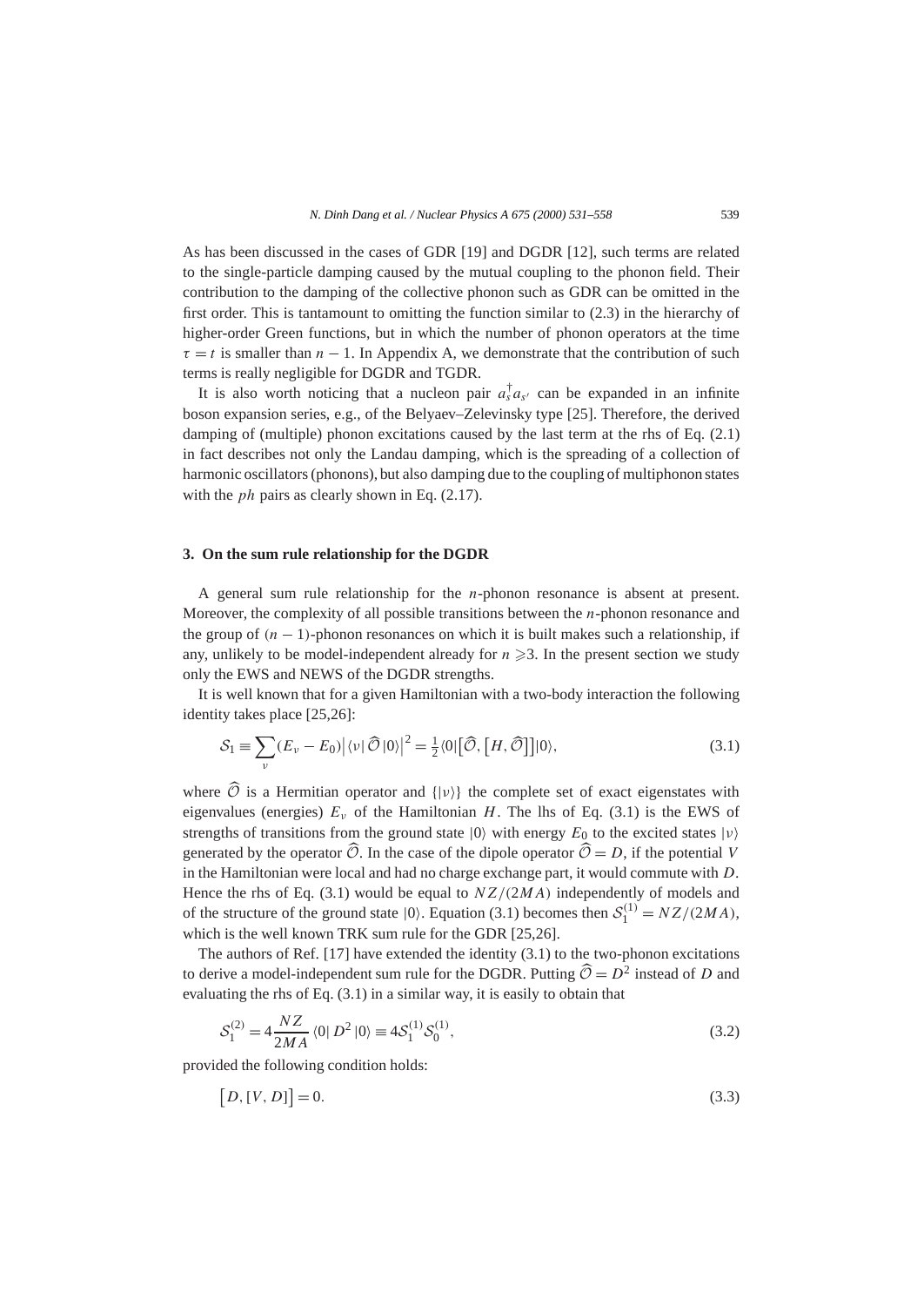As has been discussed in the cases of GDR [19] and DGDR [12], such terms are related to the single-particle damping caused by the mutual coupling to the phonon field. Their contribution to the damping of the collective phonon such as GDR can be omitted in the first order. This is tantamount to omitting the function similar to (2.3) in the hierarchy of higher-order Green functions, but in which the number of phonon operators at the time $\tau = t$ is smaller than $n - 1$. In Appendix A, we demonstrate that the contribution of such terms is really negligible for DGDR and TGDR.

It is also worth noticing that a nucleon pair $a_s^\dagger a_{s'}$ can be expanded in an infinite boson expansion series, e.g., of the Belyaev–Zelevinsky type [25]. Therefore, the derived damping of (multiple) phonon excitations caused by the last term at the rhs of Eq. (2.1) in fact describes not only the Landau damping, which is the spreading of a collection of harmonic oscillators (phonons), but also damping due to the coupling of multiphonon states with the *ph* pairs as clearly shown in Eq. (2.17).

## 3. On the sum rule relationship for the DGDR

A general sum rule relationship for the $n$-phonon resonance is absent at present. Moreover, the complexity of all possible transitions between the $n$-phonon resonance and the group of $(n-1)$-phonon resonances on which it is built makes such a relationship, if any, unlikely to be model-independent already for $n \geqslant 3$. In the present section we study only the EWS and NEWS of the DGDR strengths.

It is well known that for a given Hamiltonian with a two-body interaction the following identity takes place [25,26]:

$$\mathcal{S}_1 \equiv \sum_\nu (E_\nu - E_0) \big| \langle \nu | \widehat{\mathcal{O}} | 0 \rangle \big|^2 = \tfrac{1}{2} \langle 0 | \big[ \widehat{\mathcal{O}}, \big[ H, \widehat{\mathcal{O}} \big] \big] | 0 \rangle, \tag{3.1}$$

where $\widehat{\mathcal{O}}$ is a Hermitian operator and $\{|\nu\rangle\}$ the complete set of exact eigenstates with eigenvalues (energies) $E_\nu$ of the Hamiltonian $H$. The lhs of Eq. (3.1) is the EWS of strengths of transitions from the ground state $|0\rangle$ with energy $E_0$ to the excited states $|\nu\rangle$ generated by the operator $\widehat{\mathcal{O}}$. In the case of the dipole operator $\widehat{\mathcal{O}} = D$, if the potential $V$ in the Hamiltonian were local and had no charge exchange part, it would commute with $D$. Hence the rhs of Eq. (3.1) would be equal to $NZ/(2MA)$ independently of models and of the structure of the ground state $|0\rangle$. Equation (3.1) becomes then $\mathcal{S}_1^{(1)} = NZ/(2MA)$, which is the well known TRK sum rule for the GDR [25,26].

The authors of Ref. [17] have extended the identity (3.1) to the two-phonon excitations to derive a model-independent sum rule for the DGDR. Putting $\widehat{\mathcal{O}} = D^2$ instead of $D$ and evaluating the rhs of Eq. (3.1) in a similar way, it is easily to obtain that

$$\mathcal{S}_1^{(2)} = 4 \frac{NZ}{2MA} \langle 0 | D^2 | 0 \rangle \equiv 4 \mathcal{S}_1^{(1)} \mathcal{S}_0^{(1)}, \tag{3.2}$$

provided the following condition holds:

$$\big[ D, [V, D] \big] = 0. \tag{3.3}$$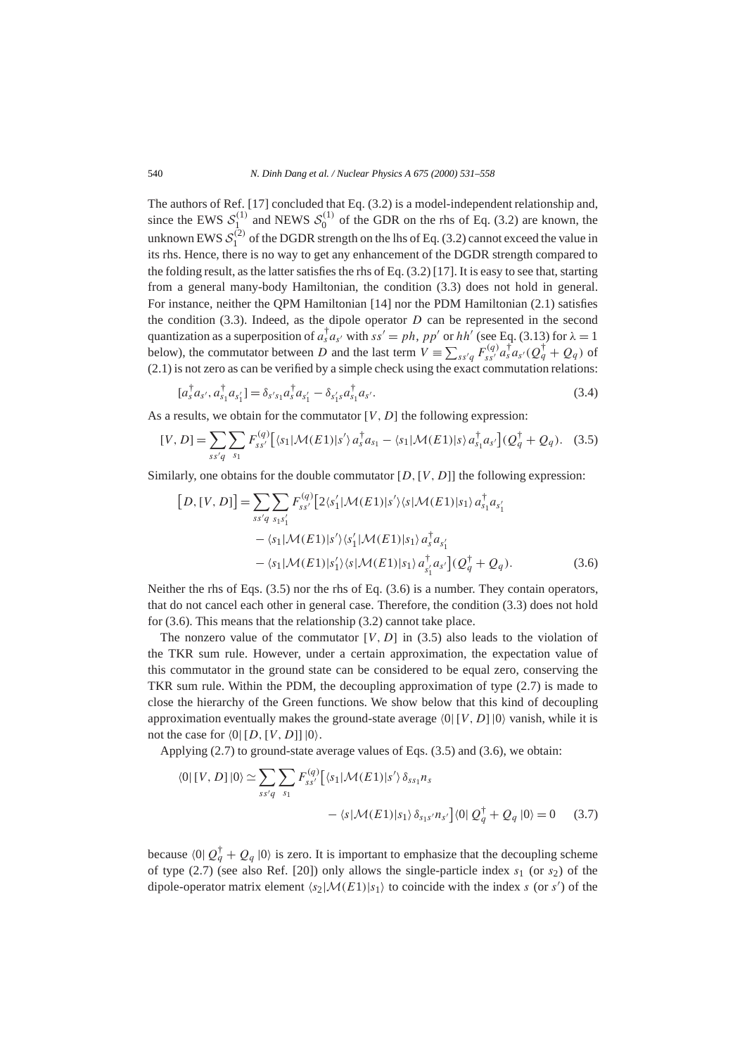The authors of Ref. [17] concluded that Eq. (3.2) is a model-independent relationship and, since the EWS $\mathcal{S}_1^{(1)}$ and NEWS $\mathcal{S}_0^{(1)}$ of the GDR on the rhs of Eq. (3.2) are known, the unknown EWS $\mathcal{S}_1^{(2)}$ of the DGDR strength on the lhs of Eq. (3.2) cannot exceed the value in its rhs. Hence, there is no way to get any enhancement of the DGDR strength compared to the folding result, as the latter satisfies the rhs of Eq. (3.2) [17]. It is easy to see that, starting from a general many-body Hamiltonian, the condition (3.3) does not hold in general. For instance, neither the QPM Hamiltonian [14] nor the PDM Hamiltonian (2.1) satisfies the condition (3.3). Indeed, as the dipole operator $D$ can be represented in the second quantization as a superposition of $a_s^\dagger a_{s'}$ with $ss' = ph$, $pp'$ or $hh'$ (see Eq. (3.13) for $\lambda = 1$ below), the commutator between $D$ and the last term $V \equiv \sum_{ss'q} F_{ss'}^{(q)} a_s^\dagger a_{s'}(Q_q^\dagger + Q_q)$ of (2.1) is not zero as can be verified by a simple check using the exact commutation relations:

$$[a_s^\dagger a_{s'}, a_{s_1}^\dagger a_{s_1'}] = \delta_{s's_1} a_s^\dagger a_{s_1'} - \delta_{s_1's} a_{s_1}^\dagger a_{s'}. \tag{3.4}$$

As a results, we obtain for the commutator $[V, D]$ the following expression:

$$[V, D] = \sum_{ss'q} \sum_{s_1} F_{ss'}^{(q)} \big[ \langle s_1 | \mathcal{M}(E1) | s' \rangle \, a_s^\dagger a_{s_1} - \langle s_1 | \mathcal{M}(E1) | s \rangle \, a_{s_1}^\dagger a_{s'} \big] (Q_q^\dagger + Q_q). \tag{3.5}$$

Similarly, one obtains for the double commutator $[D, [V, D]]$ the following expression:

$$\begin{aligned}
\big[D, [V, D]\big] = \sum_{ss'q} \sum_{s_1 s_1'} F_{ss'}^{(q)} \big[ & 2\langle s_1' | \mathcal{M}(E1) | s' \rangle \langle s | \mathcal{M}(E1) | s_1 \rangle \, a_{s_1}^\dagger a_{s_1'} \\
& - \langle s_1 | \mathcal{M}(E1) | s' \rangle \langle s_1' | \mathcal{M}(E1) | s_1 \rangle \, a_s^\dagger a_{s_1'} \\
& - \langle s_1 | \mathcal{M}(E1) | s_1' \rangle \langle s | \mathcal{M}(E1) | s_1 \rangle \, a_{s_1'}^\dagger a_{s'} \big] (Q_q^\dagger + Q_q).
\end{aligned} \tag{3.6}$$

Neither the rhs of Eqs. (3.5) nor the rhs of Eq. (3.6) is a number. They contain operators, that do not cancel each other in general case. Therefore, the condition (3.3) does not hold for (3.6). This means that the relationship (3.2) cannot take place.

The nonzero value of the commutator $[V, D]$ in (3.5) also leads to the violation of the TKR sum rule. However, under a certain approximation, the expectation value of this commutator in the ground state can be considered to be equal zero, conserving the TKR sum rule. Within the PDM, the decoupling approximation of type (2.7) is made to close the hierarchy of the Green functions. We show below that this kind of decoupling approximation eventually makes the ground-state average $\langle 0 | [V, D] | 0 \rangle$ vanish, while it is not the case for $\langle 0 | [D, [V, D]] | 0 \rangle$.

Applying (2.7) to ground-state average values of Eqs. (3.5) and (3.6), we obtain:

$$\begin{aligned}
\langle 0 | [V, D] | 0 \rangle \simeq \sum_{ss'q} \sum_{s_1} F_{ss'}^{(q)} \big[ & \langle s_1 | \mathcal{M}(E1) | s' \rangle \, \delta_{ss_1} n_s \\
& - \langle s | \mathcal{M}(E1) | s_1 \rangle \, \delta_{s_1 s'} n_{s'} \big] \langle 0 | \, Q_q^\dagger + Q_q \, | 0 \rangle = 0
\end{aligned} \tag{3.7}$$

because $\langle 0 | \, Q_q^\dagger + Q_q \, | 0 \rangle$ is zero. It is important to emphasize that the decoupling scheme of type (2.7) (see also Ref. [20]) only allows the single-particle index $s_1$ (or $s_2$) of the dipole-operator matrix element $\langle s_2 | \mathcal{M}(E1) | s_1 \rangle$ to coincide with the index $s$ (or $s'$) of the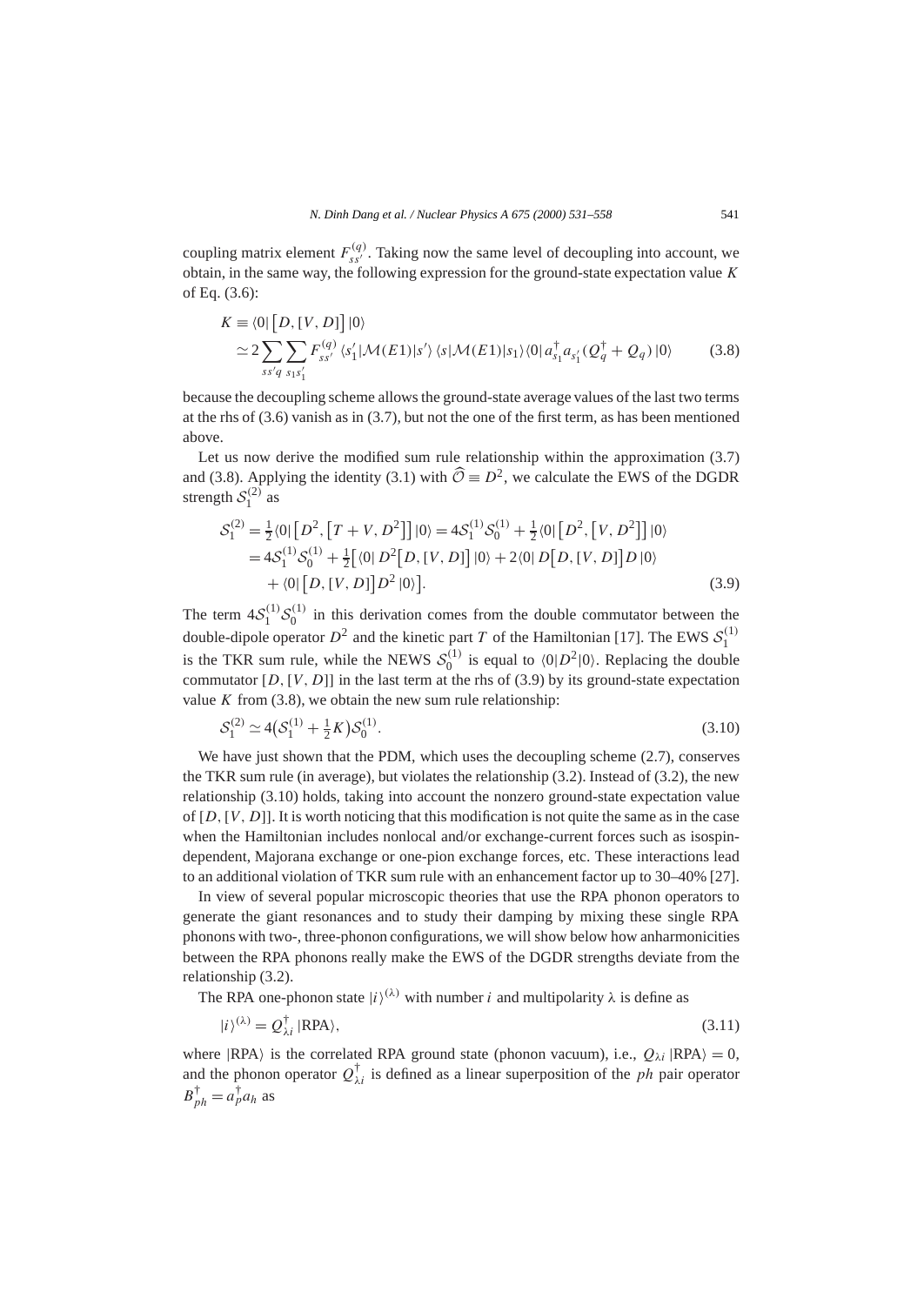coupling matrix element $F_{ss'}^{(q)}$. Taking now the same level of decoupling into account, we obtain, in the same way, the following expression for the ground-state expectation value $K$ of Eq. (3.6):

$$K \equiv \langle 0| \big[D, [V, D]\big] |0\rangle \simeq 2\sum_{ss'q}\sum_{s_1 s_1'} F_{ss'}^{(q)} \langle s_1'|\mathcal{M}(E1)|s'\rangle \langle s|\mathcal{M}(E1)|s_1\rangle \langle 0| a_{s_1}^{\dagger} a_{s_1'} (Q_q^{\dagger} + Q_q) |0\rangle \tag{3.8}$$

because the decoupling scheme allows the ground-state average values of the last two terms at the rhs of (3.6) vanish as in (3.7), but not the one of the first term, as has been mentioned above.

Let us now derive the modified sum rule relationship within the approximation (3.7) and (3.8). Applying the identity (3.1) with $\widehat{\mathcal{O}} \equiv D^2$, we calculate the EWS of the DGDR strength $\mathcal{S}_1^{(2)}$ as

$$\begin{aligned}
\mathcal{S}_1^{(2)} &= \tfrac{1}{2}\langle 0| \big[D^2, \big[T + V, D^2\big]\big] |0\rangle = 4\mathcal{S}_1^{(1)}\mathcal{S}_0^{(1)} + \tfrac{1}{2}\langle 0| \big[D^2, \big[V, D^2\big]\big] |0\rangle \\
&= 4\mathcal{S}_1^{(1)}\mathcal{S}_0^{(1)} + \tfrac{1}{2}\big[\langle 0| D^2\big[D, [V, D]\big] |0\rangle + 2\langle 0| D\big[D, [V, D]\big]D |0\rangle \\
&\quad + \langle 0| \big[D, [V, D]\big]D^2 |0\rangle\big].
\end{aligned} \tag{3.9}$$

The term $4\mathcal{S}_1^{(1)}\mathcal{S}_0^{(1)}$ in this derivation comes from the double commutator between the double-dipole operator $D^2$ and the kinetic part $T$ of the Hamiltonian [17]. The EWS $\mathcal{S}_1^{(1)}$ is the TKR sum rule, while the NEWS $\mathcal{S}_0^{(1)}$ is equal to $\langle 0|D^2|0\rangle$. Replacing the double commutator $[D, [V, D]]$ in the last term at the rhs of (3.9) by its ground-state expectation value $K$ from (3.8), we obtain the new sum rule relationship:

$$\mathcal{S}_1^{(2)} \simeq 4\big(\mathcal{S}_1^{(1)} + \tfrac{1}{2}K\big)\mathcal{S}_0^{(1)}. \tag{3.10}$$

We have just shown that the PDM, which uses the decoupling scheme (2.7), conserves the TKR sum rule (in average), but violates the relationship (3.2). Instead of (3.2), the new relationship (3.10) holds, taking into account the nonzero ground-state expectation value of $[D, [V, D]]$. It is worth noticing that this modification is not quite the same as in the case when the Hamiltonian includes nonlocal and/or exchange-current forces such as isospin-dependent, Majorana exchange or one-pion exchange forces, etc. These interactions lead to an additional violation of TKR sum rule with an enhancement factor up to 30–40% [27].

In view of several popular microscopic theories that use the RPA phonon operators to generate the giant resonances and to study their damping by mixing these single RPA phonons with two-, three-phonon configurations, we will show below how anharmonicities between the RPA phonons really make the EWS of the DGDR strengths deviate from the relationship (3.2).

The RPA one-phonon state $|i\rangle^{(\lambda)}$ with number $i$ and multipolarity $\lambda$ is define as

$$|i\rangle^{(\lambda)} = Q_{\lambda i}^{\dagger} |\mathrm{RPA}\rangle, \tag{3.11}$$

where $|\mathrm{RPA}\rangle$ is the correlated RPA ground state (phonon vacuum), i.e., $Q_{\lambda i} |\mathrm{RPA}\rangle = 0$, and the phonon operator $Q_{\lambda i}^{\dagger}$ is defined as a linear superposition of the $ph$ pair operator $B_{ph}^{\dagger} = a_p^{\dagger} a_h$ as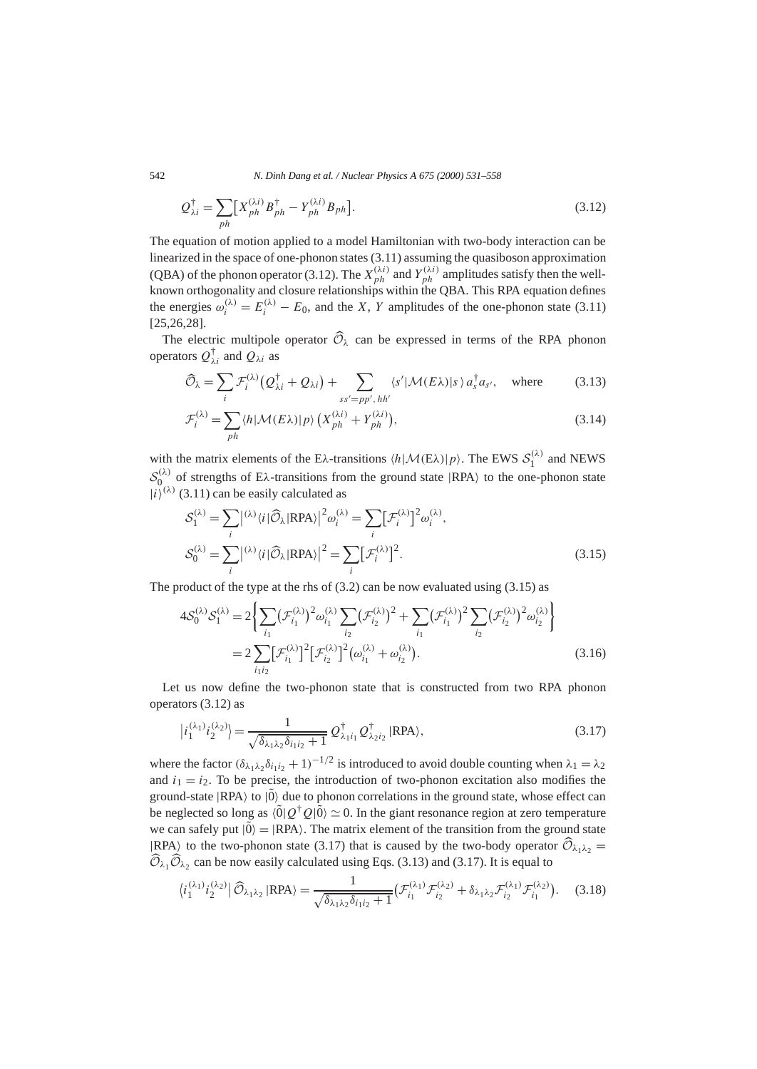$$Q^{\dagger}_{\lambda i} = \sum_{ph} \big[ X^{(\lambda i)}_{ph} B^{\dagger}_{ph} - Y^{(\lambda i)}_{ph} B_{ph} \big]. \tag{3.12}$$

The equation of motion applied to a model Hamiltonian with two-body interaction can be linearized in the space of one-phonon states (3.11) assuming the quasiboson approximation (QBA) of the phonon operator (3.12). The $X^{(\lambda i)}_{ph}$ and $Y^{(\lambda i)}_{ph}$ amplitudes satisfy then the well-known orthogonality and closure relationships within the QBA. This RPA equation defines the energies $\omega^{(\lambda)}_i = E^{(\lambda)}_i - E_0$, and the $X$, $Y$ amplitudes of the one-phonon state (3.11) [25,26,28].

The electric multipole operator $\widehat{\mathcal{O}}_{\lambda}$ can be expressed in terms of the RPA phonon operators $Q^{\dagger}_{\lambda i}$ and $Q_{\lambda i}$ as

$$\widehat{\mathcal{O}}_{\lambda} = \sum_i \mathcal{F}^{(\lambda)}_i \big( Q^{\dagger}_{\lambda i} + Q_{\lambda i} \big) + \sum_{ss'=pp',hh'} \langle s' | \mathcal{M}(E\lambda) | s \rangle \, a^{\dagger}_s a_{s'}, \quad \text{where} \tag{3.13}$$

$$\mathcal{F}^{(\lambda)}_i = \sum_{ph} \langle h | \mathcal{M}(E\lambda) | p \rangle \big( X^{(\lambda i)}_{ph} + Y^{(\lambda i)}_{ph} \big), \tag{3.14}$$

with the matrix elements of the E$\lambda$-transitions $\langle h|\mathcal{M}(\mathrm{E}\lambda)|p\rangle$. The EWS $\mathcal{S}^{(\lambda)}_1$ and NEWS $\mathcal{S}^{(\lambda)}_0$ of strengths of E$\lambda$-transitions from the ground state $|\mathrm{RPA}\rangle$ to the one-phonon state $|i\rangle^{(\lambda)}$ (3.11) can be easily calculated as

$$\begin{aligned}
\mathcal{S}^{(\lambda)}_1 &= \sum_i \big| {}^{(\lambda)}\langle i | \widehat{\mathcal{O}}_{\lambda} | \mathrm{RPA} \rangle \big|^2 \omega^{(\lambda)}_i = \sum_i \big[ \mathcal{F}^{(\lambda)}_i \big]^2 \omega^{(\lambda)}_i, \\
\mathcal{S}^{(\lambda)}_0 &= \sum_i \big| {}^{(\lambda)}\langle i | \widehat{\mathcal{O}}_{\lambda} | \mathrm{RPA} \rangle \big|^2 = \sum_i \big[ \mathcal{F}^{(\lambda)}_i \big]^2.
\end{aligned} \tag{3.15}$$

The product of the type at the rhs of (3.2) can be now evaluated using (3.15) as

$$\begin{aligned}
4\mathcal{S}^{(\lambda)}_0 \mathcal{S}^{(\lambda)}_1 &= 2 \bigg\{ \sum_{i_1} \big( \mathcal{F}^{(\lambda)}_{i_1} \big)^2 \omega^{(\lambda)}_{i_1} \sum_{i_2} \big( \mathcal{F}^{(\lambda)}_{i_2} \big)^2 + \sum_{i_1} \big( \mathcal{F}^{(\lambda)}_{i_1} \big)^2 \sum_{i_2} \big( \mathcal{F}^{(\lambda)}_{i_2} \big)^2 \omega^{(\lambda)}_{i_2} \bigg\} \\
&= 2 \sum_{i_1 i_2} \big[ \mathcal{F}^{(\lambda)}_{i_1} \big]^2 \big[ \mathcal{F}^{(\lambda)}_{i_2} \big]^2 \big( \omega^{(\lambda)}_{i_1} + \omega^{(\lambda)}_{i_2} \big).
\end{aligned} \tag{3.16}$$

Let us now define the two-phonon state that is constructed from two RPA phonon operators (3.12) as

$$\big| i^{(\lambda_1)}_1 i^{(\lambda_2)}_2 \big\rangle = \frac{1}{\sqrt{\delta_{\lambda_1 \lambda_2} \delta_{i_1 i_2} + 1}} \, Q^{\dagger}_{\lambda_1 i_1} Q^{\dagger}_{\lambda_2 i_2} |\mathrm{RPA}\rangle, \tag{3.17}$$

where the factor $(\delta_{\lambda_1 \lambda_2} \delta_{i_1 i_2} + 1)^{-1/2}$ is introduced to avoid double counting when $\lambda_1 = \lambda_2$ and $i_1 = i_2$. To be precise, the introduction of two-phonon excitation also modifies the ground-state $|\mathrm{RPA}\rangle$ to $|\tilde{0}\rangle$ due to phonon correlations in the ground state, whose effect can be neglected so long as $\langle \tilde{0} | Q^{\dagger} Q | \tilde{0} \rangle \simeq 0$. In the giant resonance region at zero temperature we can safely put $|\tilde{0}\rangle = |\mathrm{RPA}\rangle$. The matrix element of the transition from the ground state $|\mathrm{RPA}\rangle$ to the two-phonon state (3.17) that is caused by the two-body operator $\widehat{\mathcal{O}}_{\lambda_1 \lambda_2} = \widehat{\mathcal{O}}_{\lambda_1} \widehat{\mathcal{O}}_{\lambda_2}$ can be now easily calculated using Eqs. (3.13) and (3.17). It is equal to

$$\big\langle i^{(\lambda_1)}_1 i^{(\lambda_2)}_2 \big| \, \widehat{\mathcal{O}}_{\lambda_1 \lambda_2} \, |\mathrm{RPA}\rangle = \frac{1}{\sqrt{\delta_{\lambda_1 \lambda_2} \delta_{i_1 i_2} + 1}} \big( \mathcal{F}^{(\lambda_1)}_{i_1} \mathcal{F}^{(\lambda_2)}_{i_2} + \delta_{\lambda_1 \lambda_2} \mathcal{F}^{(\lambda_1)}_{i_2} \mathcal{F}^{(\lambda_2)}_{i_1} \big). \tag{3.18}$$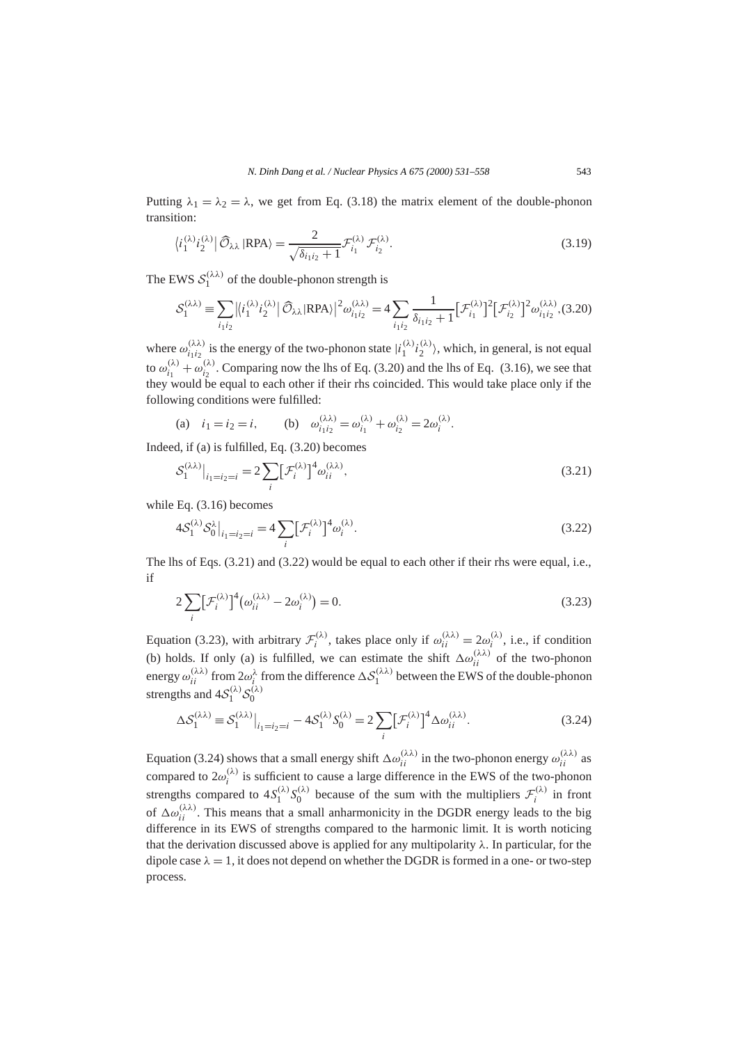Putting $\lambda_1 = \lambda_2 = \lambda$, we get from Eq. (3.18) the matrix element of the double-phonon transition:

$$\langle i_1^{(\lambda)} i_2^{(\lambda)} | \widehat{\mathcal{O}}_{\lambda\lambda} |\text{RPA}\rangle = \frac{2}{\sqrt{\delta_{i_1 i_2} + 1}} \mathcal{F}_{i_1}^{(\lambda)} \mathcal{F}_{i_2}^{(\lambda)}. \tag{3.19}$$

The EWS $\mathcal{S}_1^{(\lambda\lambda)}$ of the double-phonon strength is

$$\mathcal{S}_1^{(\lambda\lambda)} \equiv \sum_{i_1 i_2} \left| \langle i_1^{(\lambda)} i_2^{(\lambda)} | \widehat{\mathcal{O}}_{\lambda\lambda} |\text{RPA}\rangle \right|^2 \omega_{i_1 i_2}^{(\lambda\lambda)} = 4 \sum_{i_1 i_2} \frac{1}{\delta_{i_1 i_2} + 1} \left[\mathcal{F}_{i_1}^{(\lambda)}\right]^2 \left[\mathcal{F}_{i_2}^{(\lambda)}\right]^2 \omega_{i_1 i_2}^{(\lambda\lambda)}, \tag{3.20}$$

where $\omega_{i_1 i_2}^{(\lambda\lambda)}$ is the energy of the two-phonon state $|i_1^{(\lambda)} i_2^{(\lambda)}\rangle$, which, in general, is not equal to $\omega_{i_1}^{(\lambda)} + \omega_{i_2}^{(\lambda)}$. Comparing now the lhs of Eq. (3.20) and the lhs of Eq. (3.16), we see that they would be equal to each other if their rhs coincided. This would take place only if the following conditions were fulfilled:

$$\text{(a)} \quad i_1 = i_2 = i, \qquad \text{(b)} \quad \omega_{i_1 i_2}^{(\lambda\lambda)} = \omega_{i_1}^{(\lambda)} + \omega_{i_2}^{(\lambda)} = 2\omega_i^{(\lambda)}.$$

Indeed, if (a) is fulfilled, Eq. (3.20) becomes

$$\mathcal{S}_1^{(\lambda\lambda)}\big|_{i_1 = i_2 = i} = 2 \sum_i \left[\mathcal{F}_i^{(\lambda)}\right]^4 \omega_{ii}^{(\lambda\lambda)}, \tag{3.21}$$

while Eq. (3.16) becomes

$$4\mathcal{S}_1^{(\lambda)} \mathcal{S}_0^{\lambda}\big|_{i_1 = i_2 = i} = 4 \sum_i \left[\mathcal{F}_i^{(\lambda)}\right]^4 \omega_i^{(\lambda)}. \tag{3.22}$$

The lhs of Eqs. (3.21) and (3.22) would be equal to each other if their rhs were equal, i.e., if

$$2 \sum_i \left[\mathcal{F}_i^{(\lambda)}\right]^4 \left(\omega_{ii}^{(\lambda\lambda)} - 2\omega_i^{(\lambda)}\right) = 0. \tag{3.23}$$

Equation (3.23), with arbitrary $\mathcal{F}_i^{(\lambda)}$, takes place only if $\omega_{ii}^{(\lambda\lambda)} = 2\omega_i^{(\lambda)}$, i.e., if condition (b) holds. If only (a) is fulfilled, we can estimate the shift $\Delta\omega_{ii}^{(\lambda\lambda)}$ of the two-phonon energy $\omega_{ii}^{(\lambda\lambda)}$ from $2\omega_i^{\lambda}$ from the difference $\Delta\mathcal{S}_1^{(\lambda\lambda)}$ between the EWS of the double-phonon strengths and $4\mathcal{S}_1^{(\lambda)}\mathcal{S}_0^{(\lambda)}$

$$\Delta\mathcal{S}_1^{(\lambda\lambda)} \equiv \mathcal{S}_1^{(\lambda\lambda)}\big|_{i_1 = i_2 = i} - 4\mathcal{S}_1^{(\lambda)} S_0^{(\lambda)} = 2 \sum_i \left[\mathcal{F}_i^{(\lambda)}\right]^4 \Delta\omega_{ii}^{(\lambda\lambda)}. \tag{3.24}$$

Equation (3.24) shows that a small energy shift $\Delta\omega_{ii}^{(\lambda\lambda)}$ in the two-phonon energy $\omega_{ii}^{(\lambda\lambda)}$ as compared to $2\omega_i^{(\lambda)}$ is sufficient to cause a large difference in the EWS of the two-phonon strengths compared to $4S_1^{(\lambda)} S_0^{(\lambda)}$ because of the sum with the multipliers $\mathcal{F}_i^{(\lambda)}$ in front of $\Delta\omega_{ii}^{(\lambda\lambda)}$. This means that a small anharmonicity in the DGDR energy leads to the big difference in its EWS of strengths compared to the harmonic limit. It is worth noticing that the derivation discussed above is applied for any multipolarity $\lambda$. In particular, for the dipole case $\lambda = 1$, it does not depend on whether the DGDR is formed in a one- or two-step process.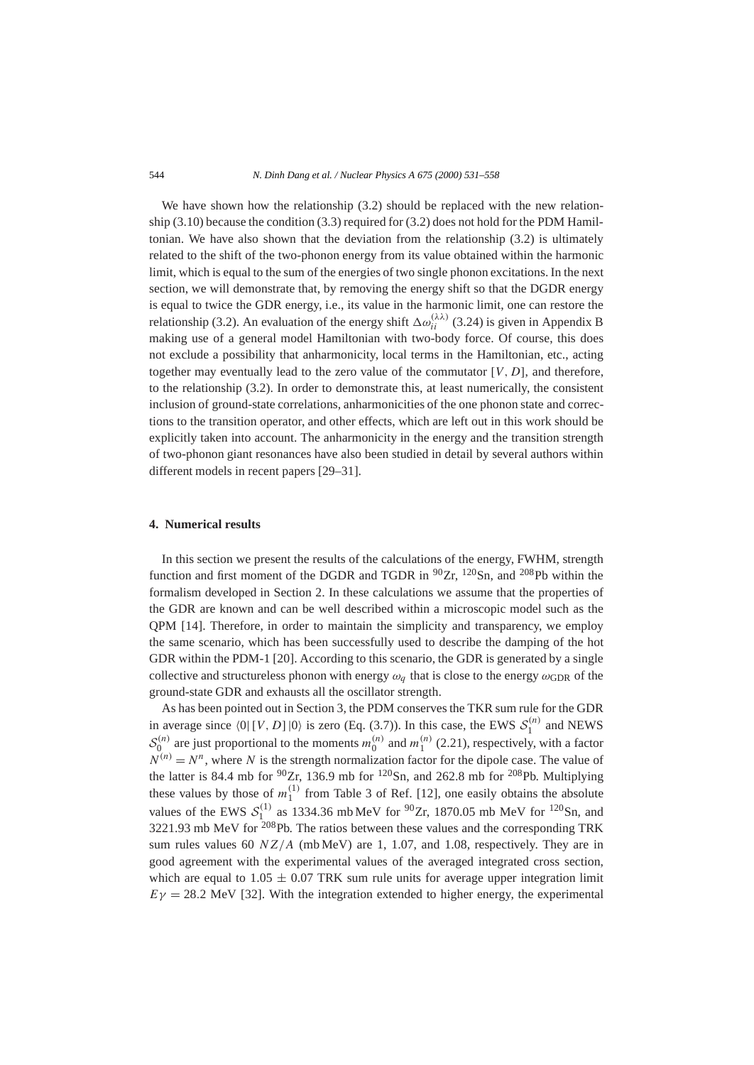We have shown how the relationship (3.2) should be replaced with the new relationship (3.10) because the condition (3.3) required for (3.2) does not hold for the PDM Hamiltonian. We have also shown that the deviation from the relationship (3.2) is ultimately related to the shift of the two-phonon energy from its value obtained within the harmonic limit, which is equal to the sum of the energies of two single phonon excitations. In the next section, we will demonstrate that, by removing the energy shift so that the DGDR energy is equal to twice the GDR energy, i.e., its value in the harmonic limit, one can restore the relationship (3.2). An evaluation of the energy shift $\Delta\omega_{ii}^{(\lambda\lambda)}$ (3.24) is given in Appendix B making use of a general model Hamiltonian with two-body force. Of course, this does not exclude a possibility that anharmonicity, local terms in the Hamiltonian, etc., acting together may eventually lead to the zero value of the commutator $[V, D]$, and therefore, to the relationship (3.2). In order to demonstrate this, at least numerically, the consistent inclusion of ground-state correlations, anharmonicities of the one phonon state and corrections to the transition operator, and other effects, which are left out in this work should be explicitly taken into account. The anharmonicity in the energy and the transition strength of two-phonon giant resonances have also been studied in detail by several authors within different models in recent papers [29–31].

## 4. Numerical results

In this section we present the results of the calculations of the energy, FWHM, strength function and first moment of the DGDR and TGDR in $^{90}$Zr, $^{120}$Sn, and $^{208}$Pb within the formalism developed in Section 2. In these calculations we assume that the properties of the GDR are known and can be well described within a microscopic model such as the QPM [14]. Therefore, in order to maintain the simplicity and transparency, we employ the same scenario, which has been successfully used to describe the damping of the hot GDR within the PDM-1 [20]. According to this scenario, the GDR is generated by a single collective and structureless phonon with energy $\omega_q$ that is close to the energy $\omega_{\mathrm{GDR}}$ of the ground-state GDR and exhausts all the oscillator strength.

As has been pointed out in Section 3, the PDM conserves the TKR sum rule for the GDR in average since $\langle 0|[V, D]|0\rangle$ is zero (Eq. (3.7)). In this case, the EWS $\mathcal{S}_1^{(n)}$ and NEWS $\mathcal{S}_0^{(n)}$ are just proportional to the moments $m_0^{(n)}$ and $m_1^{(n)}$ (2.21), respectively, with a factor $N^{(n)} = N^n$, where $N$ is the strength normalization factor for the dipole case. The value of the latter is 84.4 mb for $^{90}$Zr, 136.9 mb for $^{120}$Sn, and 262.8 mb for $^{208}$Pb. Multiplying these values by those of $m_1^{(1)}$ from Table 3 of Ref. [12], one easily obtains the absolute values of the EWS $\mathcal{S}_1^{(1)}$ as 1334.36 mb MeV for $^{90}$Zr, 1870.05 mb MeV for $^{120}$Sn, and 3221.93 mb MeV for $^{208}$Pb. The ratios between these values and the corresponding TRK sum rules values 60 $NZ/A$ (mb MeV) are 1, 1.07, and 1.08, respectively. They are in good agreement with the experimental values of the averaged integrated cross section, which are equal to $1.05 \pm 0.07$ TRK sum rule units for average upper integration limit $E\gamma = 28.2$ MeV [32]. With the integration extended to higher energy, the experimental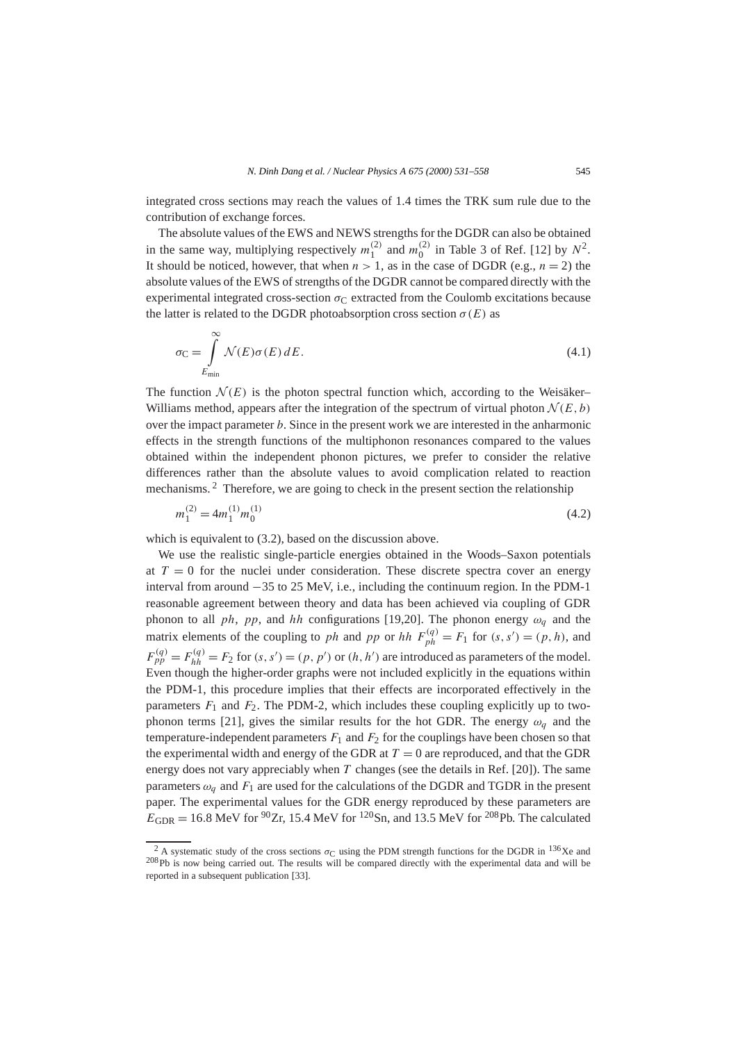integrated cross sections may reach the values of 1.4 times the TRK sum rule due to the contribution of exchange forces.

The absolute values of the EWS and NEWS strengths for the DGDR can also be obtained in the same way, multiplying respectively $m_1^{(2)}$ and $m_0^{(2)}$ in Table 3 of Ref. [12] by $N^2$. It should be noticed, however, that when $n > 1$, as in the case of DGDR (e.g., $n = 2$) the absolute values of the EWS of strengths of the DGDR cannot be compared directly with the experimental integrated cross-section $\sigma_{\mathrm{C}}$ extracted from the Coulomb excitations because the latter is related to the DGDR photoabsorption cross section $\sigma(E)$ as

$$\sigma_{\mathrm{C}} = \int_{E_{\min}}^{\infty} \mathcal{N}(E)\sigma(E)\,dE. \tag{4.1}$$

The function $\mathcal{N}(E)$ is the photon spectral function which, according to the Weisäker–Williams method, appears after the integration of the spectrum of virtual photon $\mathcal{N}(E,b)$ over the impact parameter $b$. Since in the present work we are interested in the anharmonic effects in the strength functions of the multiphonon resonances compared to the values obtained within the independent phonon pictures, we prefer to consider the relative differences rather than the absolute values to avoid complication related to reaction mechanisms. [2] Therefore, we are going to check in the present section the relationship

$$m_1^{(2)} = 4m_1^{(1)}m_0^{(1)} \tag{4.2}$$

which is equivalent to (3.2), based on the discussion above.

We use the realistic single-particle energies obtained in the Woods–Saxon potentials at $T = 0$ for the nuclei under consideration. These discrete spectra cover an energy interval from around −35 to 25 MeV, i.e., including the continuum region. In the PDM-1 reasonable agreement between theory and data has been achieved via coupling of GDR phonon to all $ph$, $pp$, and $hh$ configurations [19,20]. The phonon energy $\omega_q$ and the matrix elements of the coupling to $ph$ and $pp$ or $hh$ $F_{ph}^{(q)} = F_1$ for $(s,s') = (p,h)$, and $F_{pp}^{(q)} = F_{hh}^{(q)} = F_2$ for $(s,s') = (p,p')$ or $(h,h')$ are introduced as parameters of the model. Even though the higher-order graphs were not included explicitly in the equations within the PDM-1, this procedure implies that their effects are incorporated effectively in the parameters $F_1$ and $F_2$. The PDM-2, which includes these coupling explicitly up to two-phonon terms [21], gives the similar results for the hot GDR. The energy $\omega_q$ and the temperature-independent parameters $F_1$ and $F_2$ for the couplings have been chosen so that the experimental width and energy of the GDR at $T = 0$ are reproduced, and that the GDR energy does not vary appreciably when $T$ changes (see the details in Ref. [20]). The same parameters $\omega_q$ and $F_1$ are used for the calculations of the DGDR and TGDR in the present paper. The experimental values for the GDR energy reproduced by these parameters are $E_{\mathrm{GDR}} = 16.8$ MeV for $^{90}$Zr, 15.4 MeV for $^{120}$Sn, and 13.5 MeV for $^{208}$Pb. The calculated

[2] A systematic study of the cross sections $\sigma_{\mathrm{C}}$ using the PDM strength functions for the DGDR in $^{136}$Xe and $^{208}$Pb is now being carried out. The results will be compared directly with the experimental data and will be reported in a subsequent publication [33].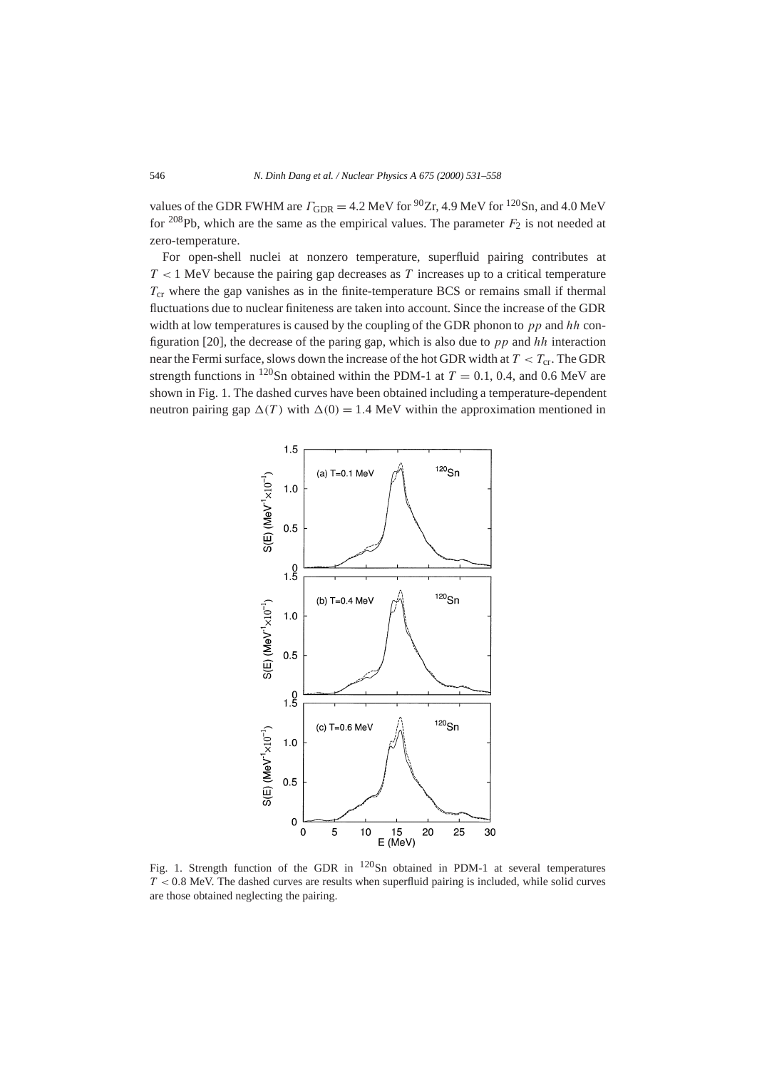values of the GDR FWHM are $\Gamma_{\rm GDR} = 4.2$ MeV for $^{90}$Zr, 4.9 MeV for $^{120}$Sn, and 4.0 MeV for $^{208}$Pb, which are the same as the empirical values. The parameter $F_2$ is not needed at zero-temperature.

For open-shell nuclei at nonzero temperature, superfluid pairing contributes at $T < 1$ MeV because the pairing gap decreases as $T$ increases up to a critical temperature $T_{\rm cr}$ where the gap vanishes as in the finite-temperature BCS or remains small if thermal fluctuations due to nuclear finiteness are taken into account. Since the increase of the GDR width at low temperatures is caused by the coupling of the GDR phonon to $pp$ and $hh$ configuration [20], the decrease of the paring gap, which is also due to $pp$ and $hh$ interaction near the Fermi surface, slows down the increase of the hot GDR width at $T < T_{\rm cr}$. The GDR strength functions in $^{120}$Sn obtained within the PDM-1 at $T = 0.1$, 0.4, and 0.6 MeV are shown in Fig. 1. The dashed curves have been obtained including a temperature-dependent neutron pairing gap $\Delta(T)$ with $\Delta(0) = 1.4$ MeV within the approximation mentioned in

Fig. 1. Strength function of the GDR in $^{120}$Sn obtained in PDM-1 at several temperatures $T < 0.8$ MeV. The dashed curves are results when superfluid pairing is included, while solid curves are those obtained neglecting the pairing.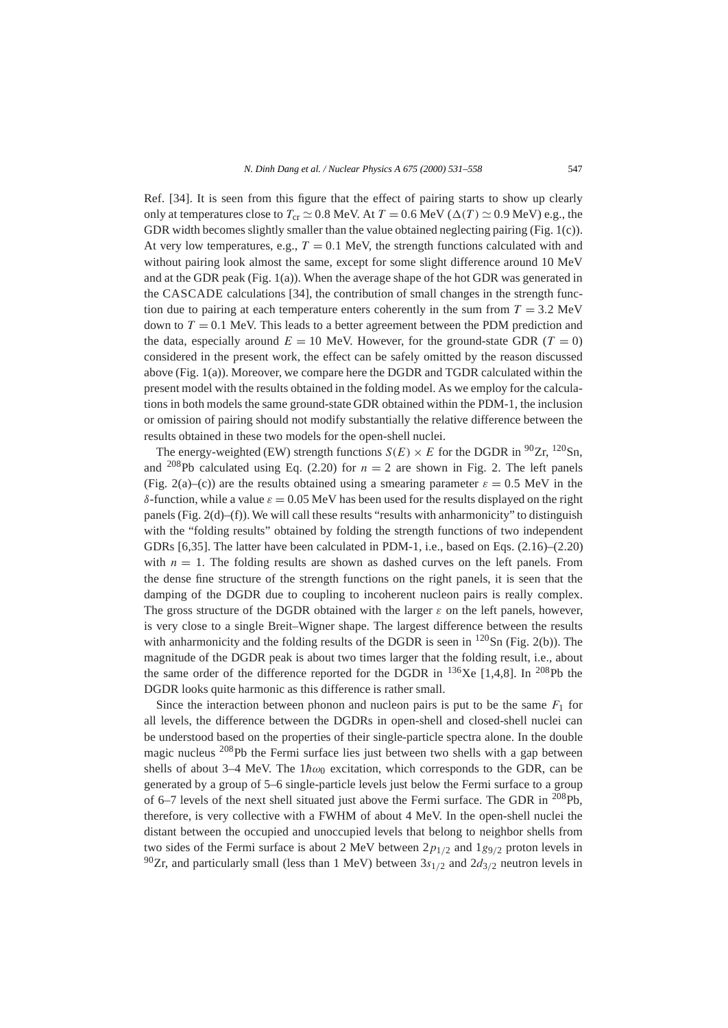Ref. [34]. It is seen from this figure that the effect of pairing starts to show up clearly only at temperatures close to $T_{\rm cr} \simeq 0.8$ MeV. At $T = 0.6$ MeV ($\Delta(T) \simeq 0.9$ MeV) e.g., the GDR width becomes slightly smaller than the value obtained neglecting pairing (Fig. 1(c)). At very low temperatures, e.g., $T = 0.1$ MeV, the strength functions calculated with and without pairing look almost the same, except for some slight difference around 10 MeV and at the GDR peak (Fig. 1(a)). When the average shape of the hot GDR was generated in the CASCADE calculations [34], the contribution of small changes in the strength function due to pairing at each temperature enters coherently in the sum from $T = 3.2$ MeV down to $T = 0.1$ MeV. This leads to a better agreement between the PDM prediction and the data, especially around $E = 10$ MeV. However, for the ground-state GDR ($T = 0$) considered in the present work, the effect can be safely omitted by the reason discussed above (Fig. 1(a)). Moreover, we compare here the DGDR and TGDR calculated within the present model with the results obtained in the folding model. As we employ for the calculations in both models the same ground-state GDR obtained within the PDM-1, the inclusion or omission of pairing should not modify substantially the relative difference between the results obtained in these two models for the open-shell nuclei.

The energy-weighted (EW) strength functions $S(E) \times E$ for the DGDR in $^{90}$Zr, $^{120}$Sn, and $^{208}$Pb calculated using Eq. (2.20) for $n = 2$ are shown in Fig. 2. The left panels (Fig. 2(a)–(c)) are the results obtained using a smearing parameter $\varepsilon = 0.5$ MeV in the $\delta$-function, while a value $\varepsilon = 0.05$ MeV has been used for the results displayed on the right panels (Fig. 2(d)–(f)). We will call these results "results with anharmonicity" to distinguish with the "folding results" obtained by folding the strength functions of two independent GDRs [6,35]. The latter have been calculated in PDM-1, i.e., based on Eqs. (2.16)–(2.20) with $n = 1$. The folding results are shown as dashed curves on the left panels. From the dense fine structure of the strength functions on the right panels, it is seen that the damping of the DGDR due to coupling to incoherent nucleon pairs is really complex. The gross structure of the DGDR obtained with the larger $\varepsilon$ on the left panels, however, is very close to a single Breit–Wigner shape. The largest difference between the results with anharmonicity and the folding results of the DGDR is seen in $^{120}$Sn (Fig. 2(b)). The magnitude of the DGDR peak is about two times larger that the folding result, i.e., about the same order of the difference reported for the DGDR in $^{136}$Xe [1,4,8]. In $^{208}$Pb the DGDR looks quite harmonic as this difference is rather small.

Since the interaction between phonon and nucleon pairs is put to be the same $F_1$ for all levels, the difference between the DGDRs in open-shell and closed-shell nuclei can be understood based on the properties of their single-particle spectra alone. In the double magic nucleus $^{208}$Pb the Fermi surface lies just between two shells with a gap between shells of about 3–4 MeV. The $1\hbar\omega_0$ excitation, which corresponds to the GDR, can be generated by a group of 5–6 single-particle levels just below the Fermi surface to a group of 6–7 levels of the next shell situated just above the Fermi surface. The GDR in $^{208}$Pb, therefore, is very collective with a FWHM of about 4 MeV. In the open-shell nuclei the distant between the occupied and unoccupied levels that belong to neighbor shells from two sides of the Fermi surface is about 2 MeV between $2p_{1/2}$ and $1g_{9/2}$ proton levels in $^{90}$Zr, and particularly small (less than 1 MeV) between $3s_{1/2}$ and $2d_{3/2}$ neutron levels in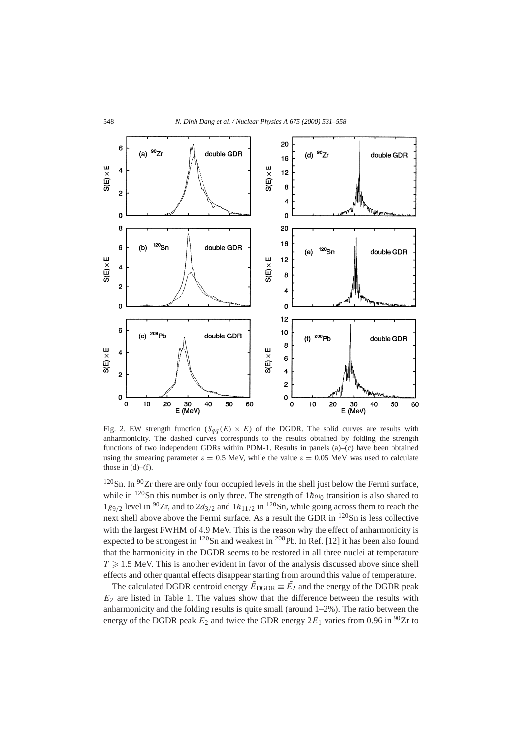Fig. 2. EW strength function ($S_{qq}(E) \times E$) of the DGDR. The solid curves are results with anharmonicity. The dashed curves corresponds to the results obtained by folding the strength functions of two independent GDRs within PDM-1. Results in panels (a)–(c) have been obtained using the smearing parameter $\varepsilon = 0.5$ MeV, while the value $\varepsilon = 0.05$ MeV was used to calculate those in (d)–(f).

$^{120}$Sn. In $^{90}$Zr there are only four occupied levels in the shell just below the Fermi surface, while in $^{120}$Sn this number is only three. The strength of $1\hbar\omega_0$ transition is also shared to $1g_{9/2}$ level in $^{90}$Zr, and to $2d_{3/2}$ and $1h_{11/2}$ in $^{120}$Sn, while going across them to reach the next shell above above the Fermi surface. As a result the GDR in $^{120}$Sn is less collective with the largest FWHM of 4.9 MeV. This is the reason why the effect of anharmonicity is expected to be strongest in $^{120}$Sn and weakest in $^{208}$Pb. In Ref. [12] it has been also found that the harmonicity in the DGDR seems to be restored in all three nuclei at temperature $T \geqslant 1.5$ MeV. This is another evident in favor of the analysis discussed above since shell effects and other quantal effects disappear starting from around this value of temperature.

The calculated DGDR centroid energy $\bar{E}_{\mathrm{DGDR}} \equiv \bar{E}_2$ and the energy of the DGDR peak $E_2$ are listed in Table 1. The values show that the difference between the results with anharmonicity and the folding results is quite small (around 1–2%). The ratio between the energy of the DGDR peak $E_2$ and twice the GDR energy $2E_1$ varies from 0.96 in $^{90}$Zr to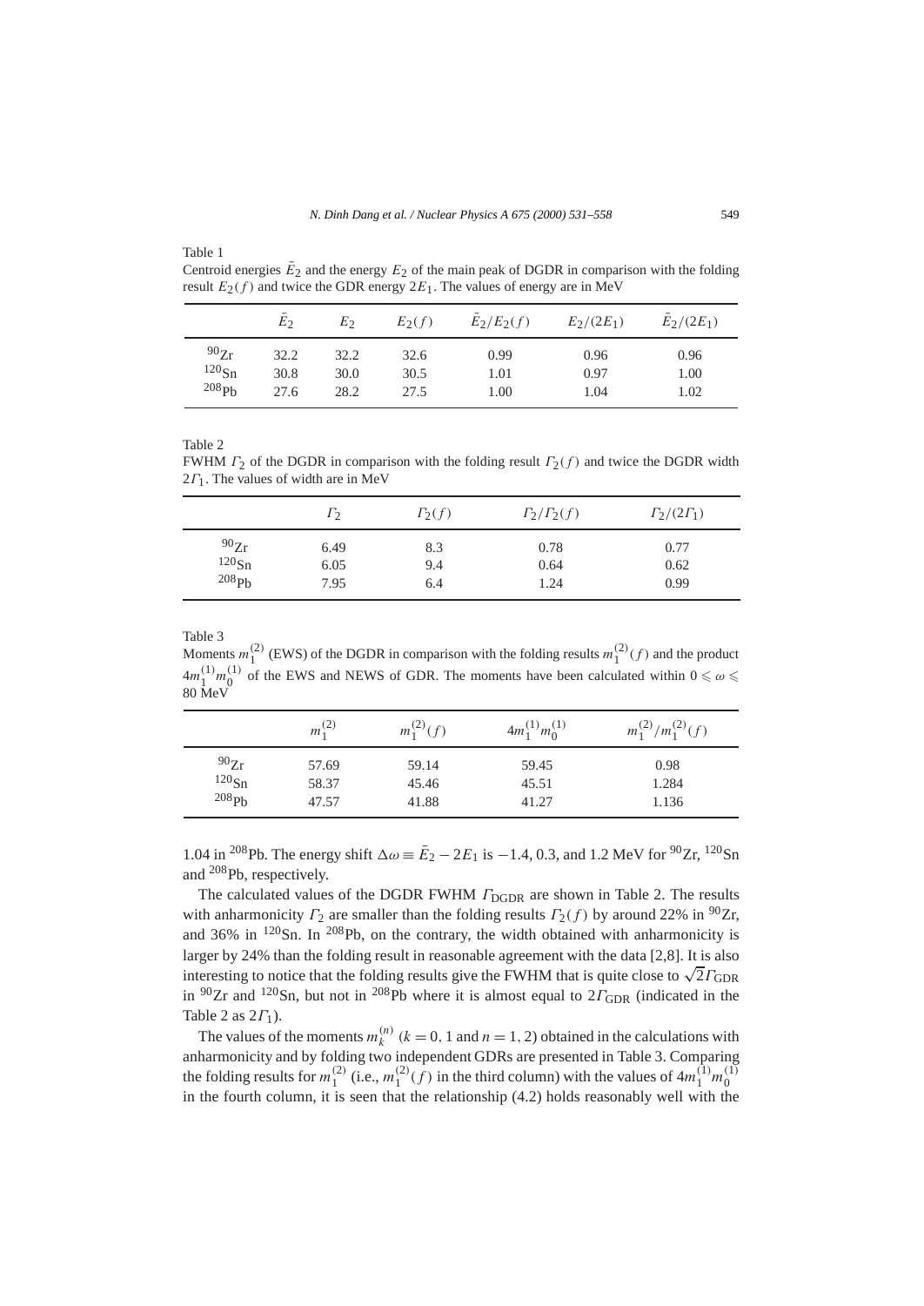Table 1
Centroid energies $\bar{E}_2$ and the energy $E_2$ of the main peak of DGDR in comparison with the folding result $E_2(f)$ and twice the GDR energy $2E_1$. The values of energy are in MeV

| | $\bar{E}_2$ | $E_2$ | $E_2(f)$ | $\bar{E}_2/E_2(f)$ | $E_2/(2E_1)$ | $\bar{E}_2/(2E_1)$ |
|---|---|---|---|---|---|---|
| $^{90}$Zr | 32.2 | 32.2 | 32.6 | 0.99 | 0.96 | 0.96 |
| $^{120}$Sn | 30.8 | 30.0 | 30.5 | 1.01 | 0.97 | 1.00 |
| $^{208}$Pb | 27.6 | 28.2 | 27.5 | 1.00 | 1.04 | 1.02 |

Table 2
FWHM $\Gamma_2$ of the DGDR in comparison with the folding result $\Gamma_2(f)$ and twice the DGDR width $2\Gamma_1$. The values of width are in MeV

| | $\Gamma_2$ | $\Gamma_2(f)$ | $\Gamma_2/\Gamma_2(f)$ | $\Gamma_2/(2\Gamma_1)$ |
|---|---|---|---|---|
| $^{90}$Zr | 6.49 | 8.3 | 0.78 | 0.77 |
| $^{120}$Sn | 6.05 | 9.4 | 0.64 | 0.62 |
| $^{208}$Pb | 7.95 | 6.4 | 1.24 | 0.99 |

Table 3
Moments $m_1^{(2)}$ (EWS) of the DGDR in comparison with the folding results $m_1^{(2)}(f)$ and the product $4m_1^{(1)}m_0^{(1)}$ of the EWS and NEWS of GDR. The moments have been calculated within $0 \leqslant \omega \leqslant 80$ MeV

| | $m_1^{(2)}$ | $m_1^{(2)}(f)$ | $4m_1^{(1)}m_0^{(1)}$ | $m_1^{(2)}/m_1^{(2)}(f)$ |
|---|---|---|---|---|
| $^{90}$Zr | 57.69 | 59.14 | 59.45 | 0.98 |
| $^{120}$Sn | 58.37 | 45.46 | 45.51 | 1.284 |
| $^{208}$Pb | 47.57 | 41.88 | 41.27 | 1.136 |

1.04 in $^{208}$Pb. The energy shift $\Delta\omega \equiv \bar{E}_2 - 2E_1$ is $-1.4$, 0.3, and 1.2 MeV for $^{90}$Zr, $^{120}$Sn and $^{208}$Pb, respectively.

The calculated values of the DGDR FWHM $\Gamma_{\text{DGDR}}$ are shown in Table 2. The results with anharmonicity $\Gamma_2$ are smaller than the folding results $\Gamma_2(f)$ by around 22% in $^{90}$Zr, and 36% in $^{120}$Sn. In $^{208}$Pb, on the contrary, the width obtained with anharmonicity is larger by 24% than the folding result in reasonable agreement with the data [2,8]. It is also interesting to notice that the folding results give the FWHM that is quite close to $\sqrt{2}\Gamma_{\text{GDR}}$ in $^{90}$Zr and $^{120}$Sn, but not in $^{208}$Pb where it is almost equal to $2\Gamma_{\text{GDR}}$ (indicated in the Table 2 as $2\Gamma_1$).

The values of the moments $m_k^{(n)}$ ($k = 0$, 1 and $n = 1, 2$) obtained in the calculations with anharmonicity and by folding two independent GDRs are presented in Table 3. Comparing the folding results for $m_1^{(2)}$ (i.e., $m_1^{(2)}(f)$ in the third column) with the values of $4m_1^{(1)}m_0^{(1)}$ in the fourth column, it is seen that the relationship (4.2) holds reasonably well with the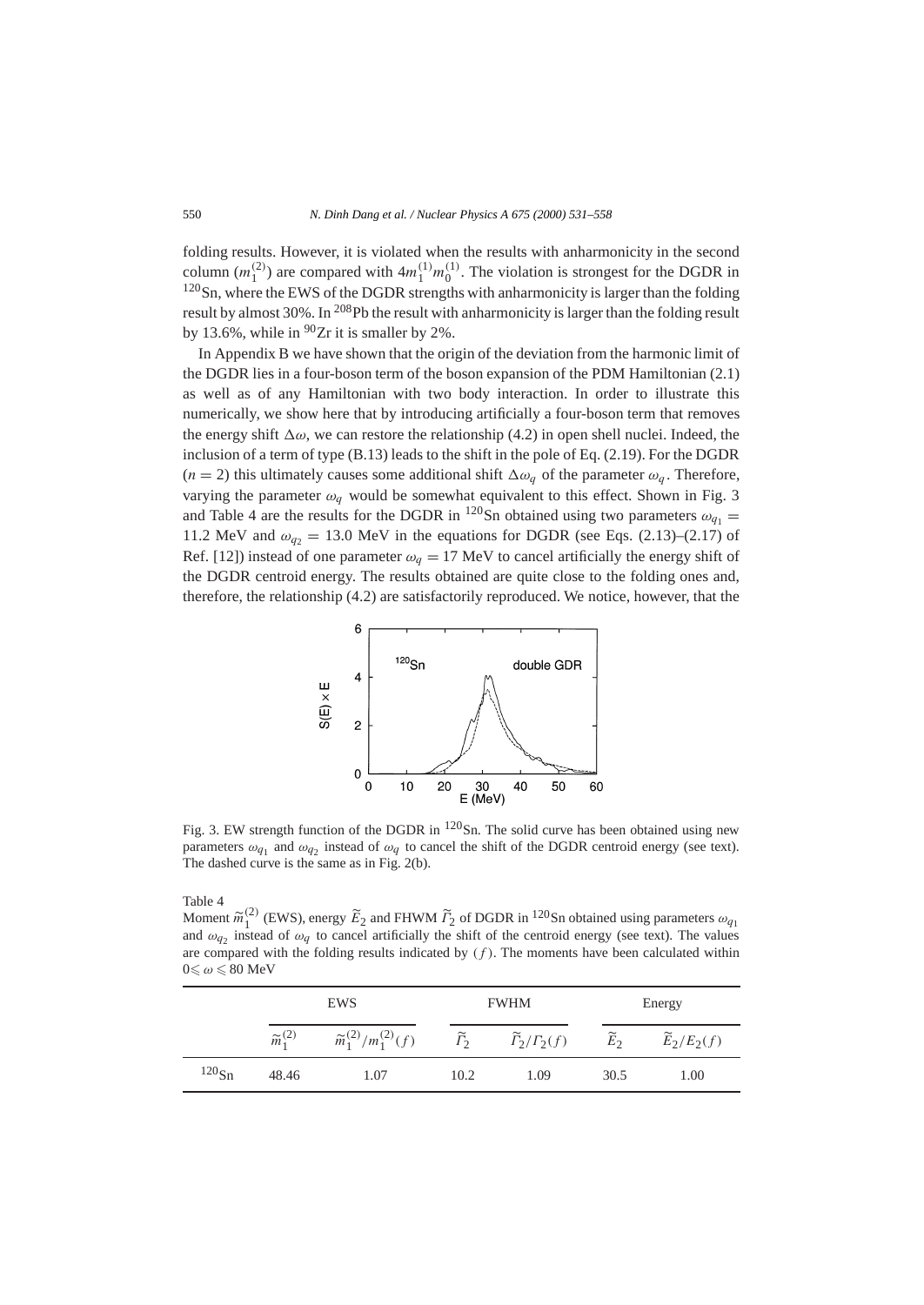folding results. However, it is violated when the results with anharmonicity in the second column ($m_1^{(2)}$) are compared with $4m_1^{(1)}m_0^{(1)}$. The violation is strongest for the DGDR in $^{120}$Sn, where the EWS of the DGDR strengths with anharmonicity is larger than the folding result by almost 30%. In $^{208}$Pb the result with anharmonicity is larger than the folding result by 13.6%, while in $^{90}$Zr it is smaller by 2%.

In Appendix B we have shown that the origin of the deviation from the harmonic limit of the DGDR lies in a four-boson term of the boson expansion of the PDM Hamiltonian (2.1) as well as of any Hamiltonian with two body interaction. In order to illustrate this numerically, we show here that by introducing artificially a four-boson term that removes the energy shift $\Delta\omega$, we can restore the relationship (4.2) in open shell nuclei. Indeed, the inclusion of a term of type (B.13) leads to the shift in the pole of Eq. (2.19). For the DGDR ($n = 2$) this ultimately causes some additional shift $\Delta\omega_q$ of the parameter $\omega_q$. Therefore, varying the parameter $\omega_q$ would be somewhat equivalent to this effect. Shown in Fig. 3 and Table 4 are the results for the DGDR in $^{120}$Sn obtained using two parameters $\omega_{q_1} = 11.2$ MeV and $\omega_{q_2} = 13.0$ MeV in the equations for DGDR (see Eqs. (2.13)–(2.17) of Ref. [12]) instead of one parameter $\omega_q = 17$ MeV to cancel artificially the energy shift of the DGDR centroid energy. The results obtained are quite close to the folding ones and, therefore, the relationship (4.2) are satisfactorily reproduced. We notice, however, that the

Fig. 3. EW strength function of the DGDR in $^{120}$Sn. The solid curve has been obtained using new parameters $\omega_{q_1}$ and $\omega_{q_2}$ instead of $\omega_q$ to cancel the shift of the DGDR centroid energy (see text). The dashed curve is the same as in Fig. 2(b).

Table 4
Moment $\widetilde{m}_1^{(2)}$ (EWS), energy $\widetilde{E}_2$ and FHWM $\widetilde{\Gamma}_2$ of DGDR in $^{120}$Sn obtained using parameters $\omega_{q_1}$ and $\omega_{q_2}$ instead of $\omega_q$ to cancel artificially the shift of the centroid energy (see text). The values are compared with the folding results indicated by $(f)$. The moments have been calculated within $0 \leqslant \omega \leqslant 80$ MeV

| | EWS | | FWHM | | Energy | |
|---|---|---|---|---|---|---|
| | $\widetilde{m}_1^{(2)}$ | $\widetilde{m}_1^{(2)}/m_1^{(2)}(f)$ | $\widetilde{\Gamma}_2$ | $\widetilde{\Gamma}_2/\Gamma_2(f)$ | $\widetilde{E}_2$ | $\widetilde{E}_2/E_2(f)$ |
| $^{120}$Sn | 48.46 | 1.07 | 10.2 | 1.09 | 30.5 | 1.00 |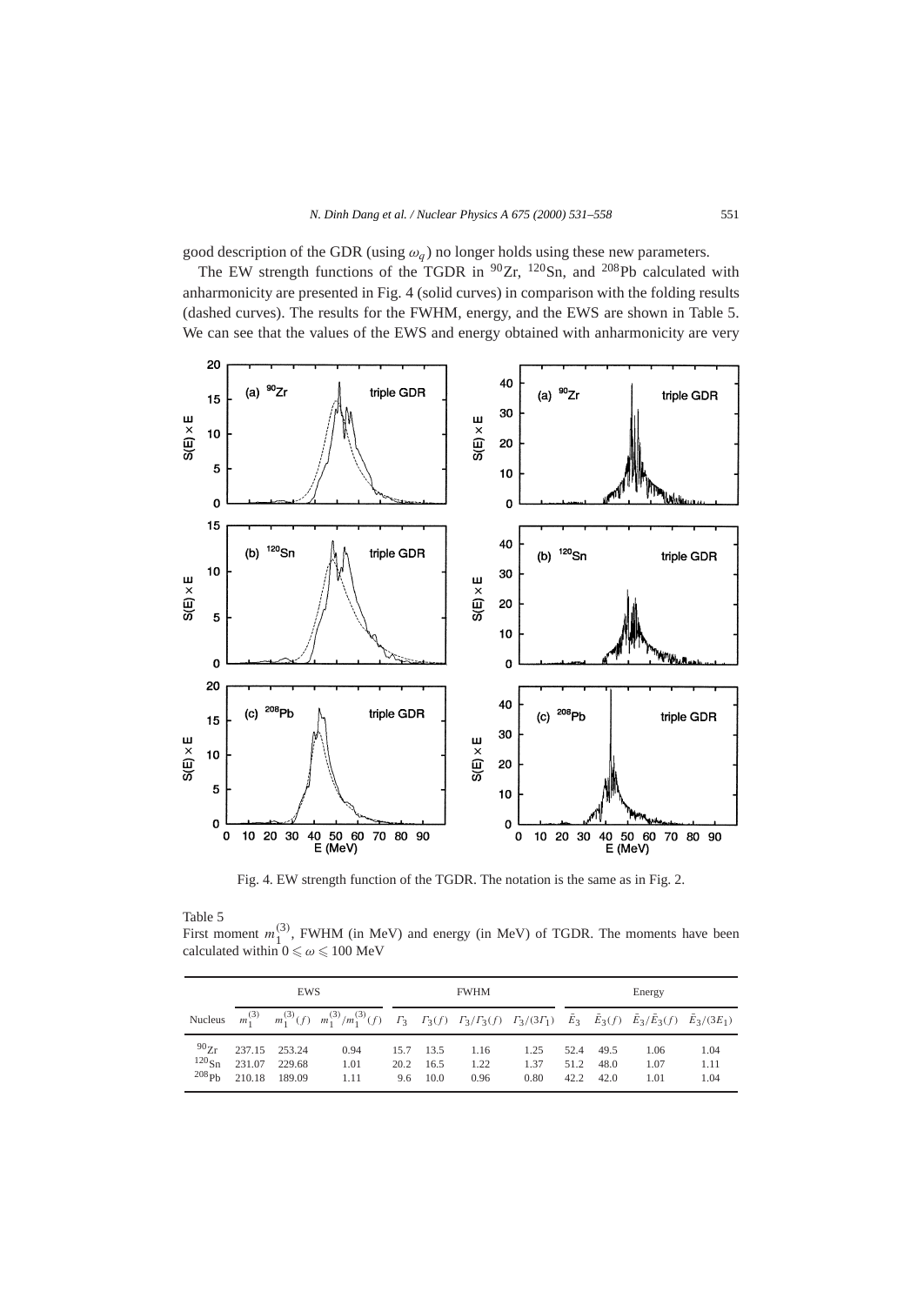good description of the GDR (using $\omega_q$) no longer holds using these new parameters.

The EW strength functions of the TGDR in $^{90}$Zr, $^{120}$Sn, and $^{208}$Pb calculated with anharmonicity are presented in Fig. 4 (solid curves) in comparison with the folding results (dashed curves). The results for the FWHM, energy, and the EWS are shown in Table 5. We can see that the values of the EWS and energy obtained with anharmonicity are very

Fig. 4. EW strength function of the TGDR. The notation is the same as in Fig. 2.

Table 5
First moment $m_1^{(3)}$, FWHM (in MeV) and energy (in MeV) of TGDR. The moments have been calculated within $0 \leqslant \omega \leqslant 100$ MeV

| | EWS | | | FWHM | | | | Energy | | | |
|---|---|---|---|---|---|---|---|---|---|---|---|
| Nucleus | $m_1^{(3)}$ | $m_1^{(3)}(f)$ | $m_1^{(3)}/m_1^{(3)}(f)$ | $\Gamma_3$ | $\Gamma_3(f)$ | $\Gamma_3/\Gamma_3(f)$ | $\Gamma_3/(3\Gamma_1)$ | $\bar{E}_3$ | $\bar{E}_3(f)$ | $\bar{E}_3/\bar{E}_3(f)$ | $\bar{E}_3/(3E_1)$ |
| $^{90}$Zr | 237.15 | 253.24 | 0.94 | 15.7 | 13.5 | 1.16 | 1.25 | 52.4 | 49.5 | 1.06 | 1.04 |
| $^{120}$Sn | 231.07 | 229.68 | 1.01 | 20.2 | 16.5 | 1.22 | 1.37 | 51.2 | 48.0 | 1.07 | 1.11 |
| $^{208}$Pb | 210.18 | 189.09 | 1.11 | 9.6 | 10.0 | 0.96 | 0.80 | 42.2 | 42.0 | 1.01 | 1.04 |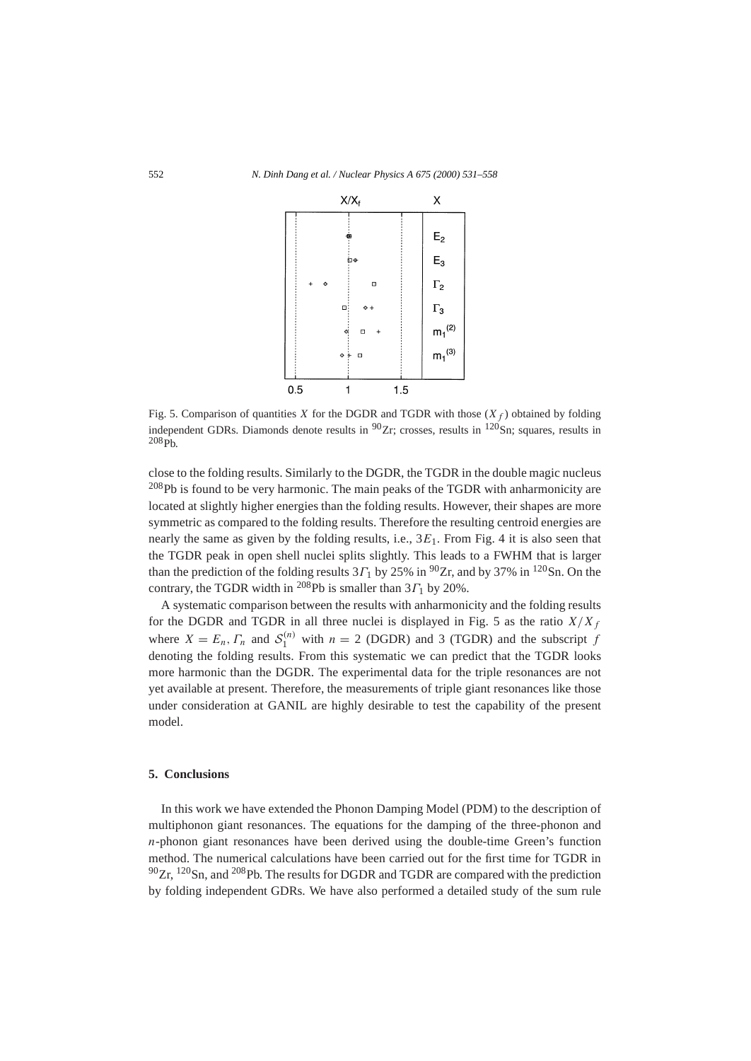Fig. 5. Comparison of quantities $X$ for the DGDR and TGDR with those ($X_f$) obtained by folding independent GDRs. Diamonds denote results in $^{90}$Zr; crosses, results in $^{120}$Sn; squares, results in $^{208}$Pb.

close to the folding results. Similarly to the DGDR, the TGDR in the double magic nucleus $^{208}$Pb is found to be very harmonic. The main peaks of the TGDR with anharmonicity are located at slightly higher energies than the folding results. However, their shapes are more symmetric as compared to the folding results. Therefore the resulting centroid energies are nearly the same as given by the folding results, i.e., $3E_1$. From Fig. 4 it is also seen that the TGDR peak in open shell nuclei splits slightly. This leads to a FWHM that is larger than the prediction of the folding results $3\Gamma_1$ by 25% in $^{90}$Zr, and by 37% in $^{120}$Sn. On the contrary, the TGDR width in $^{208}$Pb is smaller than $3\Gamma_1$ by 20%.

A systematic comparison between the results with anharmonicity and the folding results for the DGDR and TGDR in all three nuclei is displayed in Fig. 5 as the ratio $X/X_f$ where $X = E_n, \Gamma_n$ and $\mathcal{S}_1^{(n)}$ with $n = 2$ (DGDR) and 3 (TGDR) and the subscript $f$ denoting the folding results. From this systematic we can predict that the TGDR looks more harmonic than the DGDR. The experimental data for the triple resonances are not yet available at present. Therefore, the measurements of triple giant resonances like those under consideration at GANIL are highly desirable to test the capability of the present model.

## 5. Conclusions

In this work we have extended the Phonon Damping Model (PDM) to the description of multiphonon giant resonances. The equations for the damping of the three-phonon and $n$-phonon giant resonances have been derived using the double-time Green's function method. The numerical calculations have been carried out for the first time for TGDR in $^{90}$Zr, $^{120}$Sn, and $^{208}$Pb. The results for DGDR and TGDR are compared with the prediction by folding independent GDRs. We have also performed a detailed study of the sum rule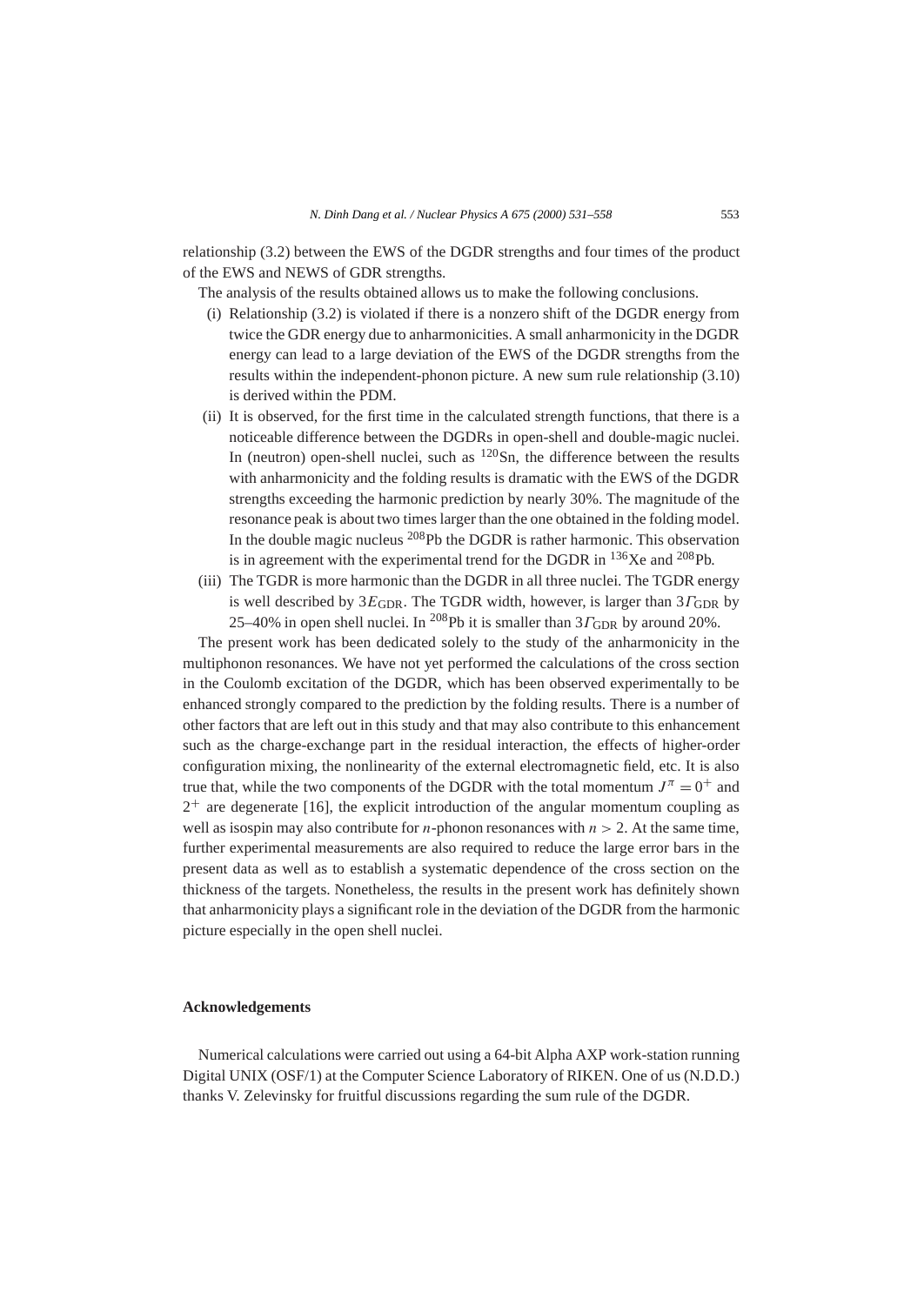relationship (3.2) between the EWS of the DGDR strengths and four times of the product of the EWS and NEWS of GDR strengths.

The analysis of the results obtained allows us to make the following conclusions.

(i) Relationship (3.2) is violated if there is a nonzero shift of the DGDR energy from twice the GDR energy due to anharmonicities. A small anharmonicity in the DGDR energy can lead to a large deviation of the EWS of the DGDR strengths from the results within the independent-phonon picture. A new sum rule relationship (3.10) is derived within the PDM.

(ii) It is observed, for the first time in the calculated strength functions, that there is a noticeable difference between the DGDRs in open-shell and double-magic nuclei. In (neutron) open-shell nuclei, such as $^{120}$Sn, the difference between the results with anharmonicity and the folding results is dramatic with the EWS of the DGDR strengths exceeding the harmonic prediction by nearly 30%. The magnitude of the resonance peak is about two times larger than the one obtained in the folding model. In the double magic nucleus $^{208}$Pb the DGDR is rather harmonic. This observation is in agreement with the experimental trend for the DGDR in $^{136}$Xe and $^{208}$Pb.

(iii) The TGDR is more harmonic than the DGDR in all three nuclei. The TGDR energy is well described by $3E_{\mathrm{GDR}}$. The TGDR width, however, is larger than $3\Gamma_{\mathrm{GDR}}$ by 25–40% in open shell nuclei. In $^{208}$Pb it is smaller than $3\Gamma_{\mathrm{GDR}}$ by around 20%.

The present work has been dedicated solely to the study of the anharmonicity in the multiphonon resonances. We have not yet performed the calculations of the cross section in the Coulomb excitation of the DGDR, which has been observed experimentally to be enhanced strongly compared to the prediction by the folding results. There is a number of other factors that are left out in this study and that may also contribute to this enhancement such as the charge-exchange part in the residual interaction, the effects of higher-order configuration mixing, the nonlinearity of the external electromagnetic field, etc. It is also true that, while the two components of the DGDR with the total momentum $J^{\pi} = 0^{+}$ and $2^{+}$ are degenerate [16], the explicit introduction of the angular momentum coupling as well as isospin may also contribute for $n$-phonon resonances with $n > 2$. At the same time, further experimental measurements are also required to reduce the large error bars in the present data as well as to establish a systematic dependence of the cross section on the thickness of the targets. Nonetheless, the results in the present work has definitely shown that anharmonicity plays a significant role in the deviation of the DGDR from the harmonic picture especially in the open shell nuclei.

## Acknowledgements

Numerical calculations were carried out using a 64-bit Alpha AXP work-station running Digital UNIX (OSF/1) at the Computer Science Laboratory of RIKEN. One of us (N.D.D.) thanks V. Zelevinsky for fruitful discussions regarding the sum rule of the DGDR.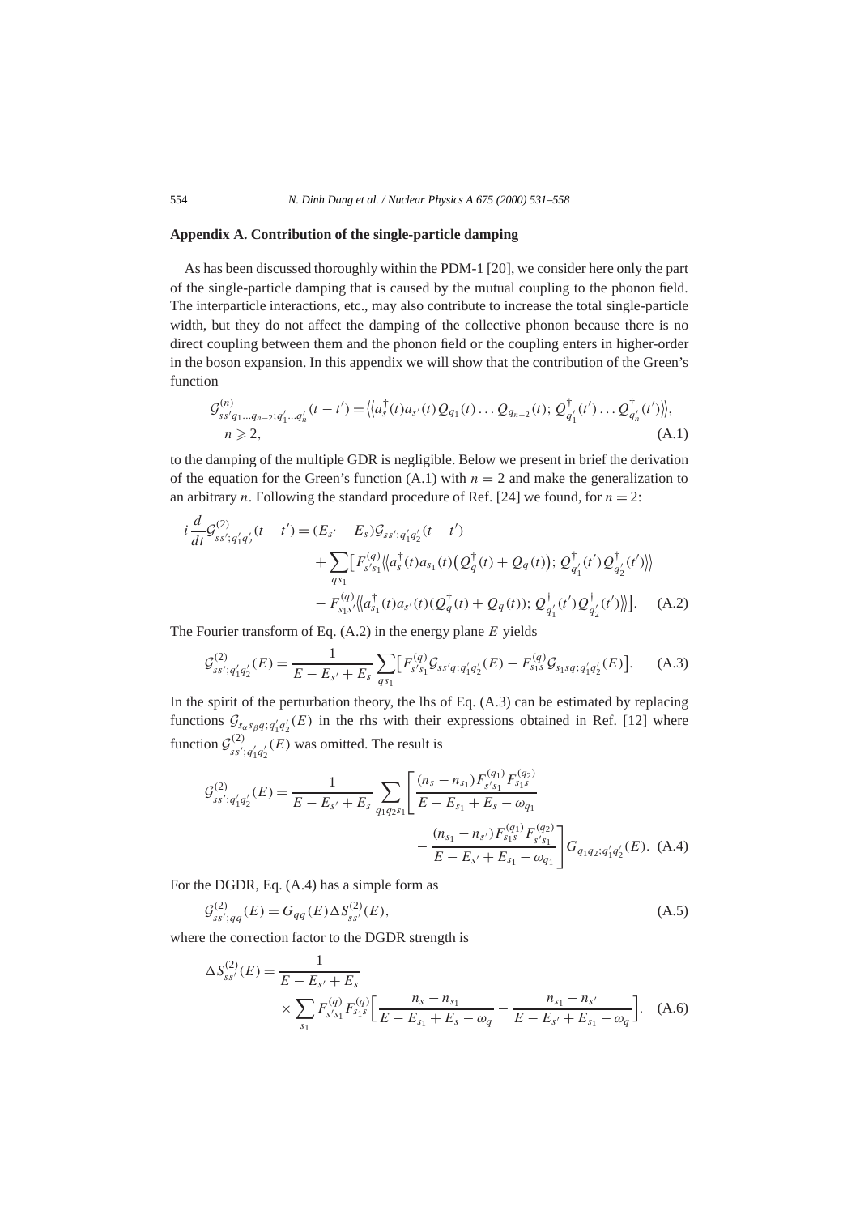## Appendix A. Contribution of the single-particle damping

As has been discussed thoroughly within the PDM-1 [20], we consider here only the part of the single-particle damping that is caused by the mutual coupling to the phonon field. The interparticle interactions, etc., may also contribute to increase the total single-particle width, but they do not affect the damping of the collective phonon because there is no direct coupling between them and the phonon field or the coupling enters in higher-order in the boson expansion. In this appendix we will show that the contribution of the Green's function

$$\mathcal{G}^{(n)}_{ss'q_1\ldots q_{n-2};q'_1\ldots q'_n}(t-t') = \langle\langle a^{\dagger}_s(t)a_{s'}(t)Q_{q_1}(t)\ldots Q_{q_{n-2}}(t);\, Q^{\dagger}_{q'_1}(t')\ldots Q^{\dagger}_{q'_n}(t')\rangle\rangle,\quad n \geqslant 2, \tag{A.1}$$

to the damping of the multiple GDR is negligible. Below we present in brief the derivation of the equation for the Green's function (A.1) with $n = 2$ and make the generalization to an arbitrary $n$. Following the standard procedure of Ref. [24] we found, for $n = 2$:

$$\begin{aligned}
i\frac{d}{dt}\mathcal{G}^{(2)}_{ss';q'_1q'_2}(t-t') = {} & (E_{s'} - E_s)\mathcal{G}_{ss';q'_1q'_2}(t-t') \\
& + \sum_{qs_1}\big[F^{(q)}_{s's_1}\langle\langle a^{\dagger}_s(t)a_{s_1}(t)\big(Q^{\dagger}_q(t) + Q_q(t)\big);\, Q^{\dagger}_{q'_1}(t')Q^{\dagger}_{q'_2}(t')\rangle\rangle \\
& - F^{(q)}_{s_1s'}\langle\langle a^{\dagger}_{s_1}(t)a_{s'}(t)(Q^{\dagger}_q(t) + Q_q(t));\, Q^{\dagger}_{q'_1}(t')Q^{\dagger}_{q'_2}(t')\rangle\rangle\big].
\end{aligned} \tag{A.2}$$

The Fourier transform of Eq. (A.2) in the energy plane $E$ yields

$$\mathcal{G}^{(2)}_{ss';q'_1q'_2}(E) = \frac{1}{E - E_{s'} + E_s}\sum_{qs_1}\big[F^{(q)}_{s's_1}\mathcal{G}_{ss'q;q'_1q'_2}(E) - F^{(q)}_{s_1s}\mathcal{G}_{s_1sq;q'_1q'_2}(E)\big]. \tag{A.3}$$

In the spirit of the perturbation theory, the lhs of Eq. (A.3) can be estimated by replacing functions $\mathcal{G}_{s_\alpha s_\beta q;q'_1q'_2}(E)$ in the rhs with their expressions obtained in Ref. [12] where function $\mathcal{G}^{(2)}_{ss';q'_1q'_2}(E)$ was omitted. The result is

$$\begin{aligned}
\mathcal{G}^{(2)}_{ss';q'_1q'_2}(E) = \frac{1}{E - E_{s'} + E_s}\sum_{q_1q_2s_1}\Bigg[&\frac{(n_s - n_{s_1})F^{(q_1)}_{s's_1}F^{(q_2)}_{s_1s}}{E - E_{s_1} + E_s - \omega_{q_1}} \\
&- \frac{(n_{s_1} - n_{s'})F^{(q_1)}_{s_1s}F^{(q_2)}_{s's_1}}{E - E_{s'} + E_{s_1} - \omega_{q_1}}\Bigg]G_{q_1q_2;q'_1q'_2}(E).
\end{aligned} \tag{A.4}$$

For the DGDR, Eq. (A.4) has a simple form as

$$\mathcal{G}^{(2)}_{ss';qq}(E) = G_{qq}(E)\Delta S^{(2)}_{ss'}(E), \tag{A.5}$$

where the correction factor to the DGDR strength is

$$\begin{aligned}
\Delta S^{(2)}_{ss'}(E) = {} & \frac{1}{E - E_{s'} + E_s} \\
& \times \sum_{s_1}F^{(q)}_{s's_1}F^{(q)}_{s_1s}\bigg[\frac{n_s - n_{s_1}}{E - E_{s_1} + E_s - \omega_q} - \frac{n_{s_1} - n_{s'}}{E - E_{s'} + E_{s_1} - \omega_q}\bigg].
\end{aligned} \tag{A.6}$$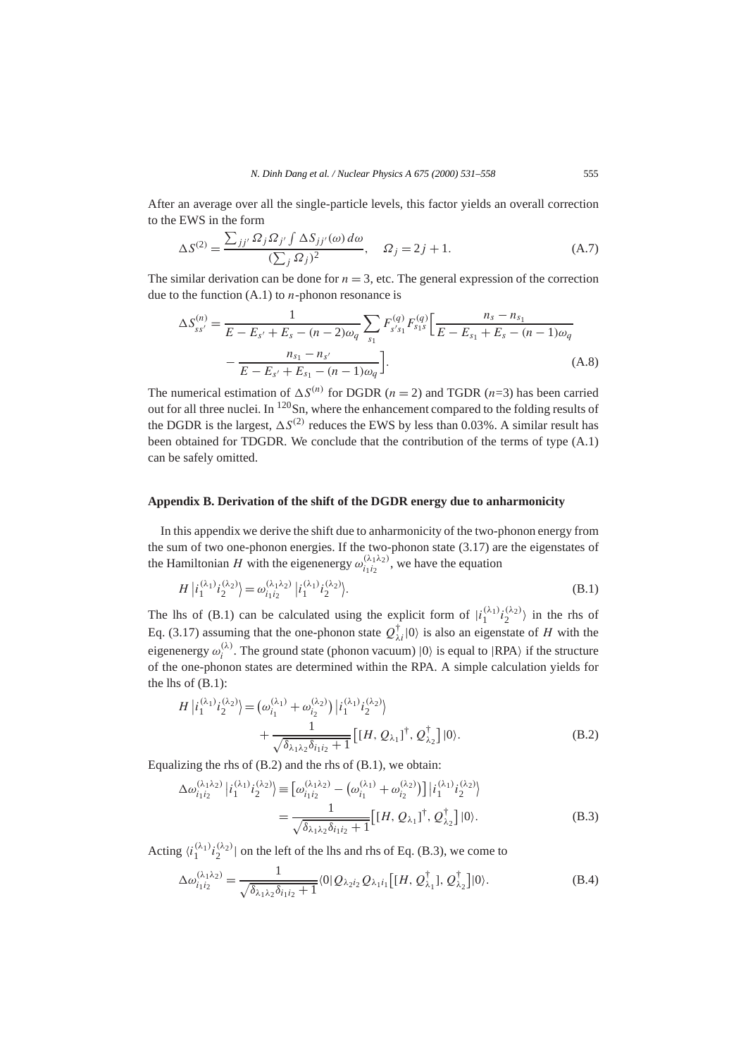After an average over all the single-particle levels, this factor yields an overall correction to the EWS in the form

$$\Delta S^{(2)} = \frac{\sum_{jj'} \Omega_j \Omega_{j'} \int \Delta S_{jj'}(\omega)\, d\omega}{(\sum_j \Omega_j)^2}, \quad \Omega_j = 2j+1. \tag{A.7}$$

The similar derivation can be done for $n = 3$, etc. The general expression of the correction due to the function (A.1) to $n$-phonon resonance is

$$\Delta S^{(n)}_{ss'} = \frac{1}{E - E_{s'} + E_s - (n-2)\omega_q} \sum_{s_1} F^{(q)}_{s's_1} F^{(q)}_{s_1 s} \Big[ \frac{n_s - n_{s_1}}{E - E_{s_1} + E_s - (n-1)\omega_q} - \frac{n_{s_1} - n_{s'}}{E - E_{s'} + E_{s_1} - (n-1)\omega_q} \Big]. \tag{A.8}$$

The numerical estimation of $\Delta S^{(n)}$ for DGDR ($n = 2$) and TGDR ($n$=3) has been carried out for all three nuclei. In $^{120}$Sn, where the enhancement compared to the folding results of the DGDR is the largest, $\Delta S^{(2)}$ reduces the EWS by less than 0.03%. A similar result has been obtained for TDGDR. We conclude that the contribution of the terms of type (A.1) can be safely omitted.

## Appendix B. Derivation of the shift of the DGDR energy due to anharmonicity

In this appendix we derive the shift due to anharmonicity of the two-phonon energy from the sum of two one-phonon energies. If the two-phonon state (3.17) are the eigenstates of the Hamiltonian $H$ with the eigenenergy $\omega^{(\lambda_1\lambda_2)}_{i_1 i_2}$, we have the equation

$$H \big| i_1^{(\lambda_1)} i_2^{(\lambda_2)} \big\rangle = \omega^{(\lambda_1\lambda_2)}_{i_1 i_2} \big| i_1^{(\lambda_1)} i_2^{(\lambda_2)} \big\rangle. \tag{B.1}$$

The lhs of (B.1) can be calculated using the explicit form of $|i_1^{(\lambda_1)} i_2^{(\lambda_2)}\rangle$ in the rhs of Eq. (3.17) assuming that the one-phonon state $Q^\dagger_{\lambda i}|0\rangle$ is also an eigenstate of $H$ with the eigenenergy $\omega^{(\lambda)}_i$. The ground state (phonon vacuum) $|0\rangle$ is equal to $|\mathrm{RPA}\rangle$ if the structure of the one-phonon states are determined within the RPA. A simple calculation yields for the lhs of (B.1):

$$H \big| i_1^{(\lambda_1)} i_2^{(\lambda_2)} \big\rangle = \big(\omega^{(\lambda_1)}_{i_1} + \omega^{(\lambda_2)}_{i_2}\big) \big| i_1^{(\lambda_1)} i_2^{(\lambda_2)} \big\rangle + \frac{1}{\sqrt{\delta_{\lambda_1\lambda_2}\delta_{i_1 i_2} + 1}} \big[ [H, Q_{\lambda_1}]^\dagger, Q^\dagger_{\lambda_2} \big] |0\rangle. \tag{B.2}$$

Equalizing the rhs of (B.2) and the rhs of (B.1), we obtain:

$$\Delta\omega^{(\lambda_1\lambda_2)}_{i_1 i_2} \big| i_1^{(\lambda_1)} i_2^{(\lambda_2)} \big\rangle \equiv \big[ \omega^{(\lambda_1\lambda_2)}_{i_1 i_2} - \big(\omega^{(\lambda_1)}_{i_1} + \omega^{(\lambda_2)}_{i_2}\big) \big] \big| i_1^{(\lambda_1)} i_2^{(\lambda_2)} \big\rangle = \frac{1}{\sqrt{\delta_{\lambda_1\lambda_2}\delta_{i_1 i_2} + 1}} \big[ [H, Q_{\lambda_1}]^\dagger, Q^\dagger_{\lambda_2} \big] |0\rangle. \tag{B.3}$$

Acting $\langle i_1^{(\lambda_1)} i_2^{(\lambda_2)}|$ on the left of the lhs and rhs of Eq. (B.3), we come to

$$\Delta\omega^{(\lambda_1\lambda_2)}_{i_1 i_2} = \frac{1}{\sqrt{\delta_{\lambda_1\lambda_2}\delta_{i_1 i_2} + 1}} \langle 0| Q_{\lambda_2 i_2} Q_{\lambda_1 i_1} \big[ [H, Q^\dagger_{\lambda_1}], Q^\dagger_{\lambda_2} \big] |0\rangle. \tag{B.4}$$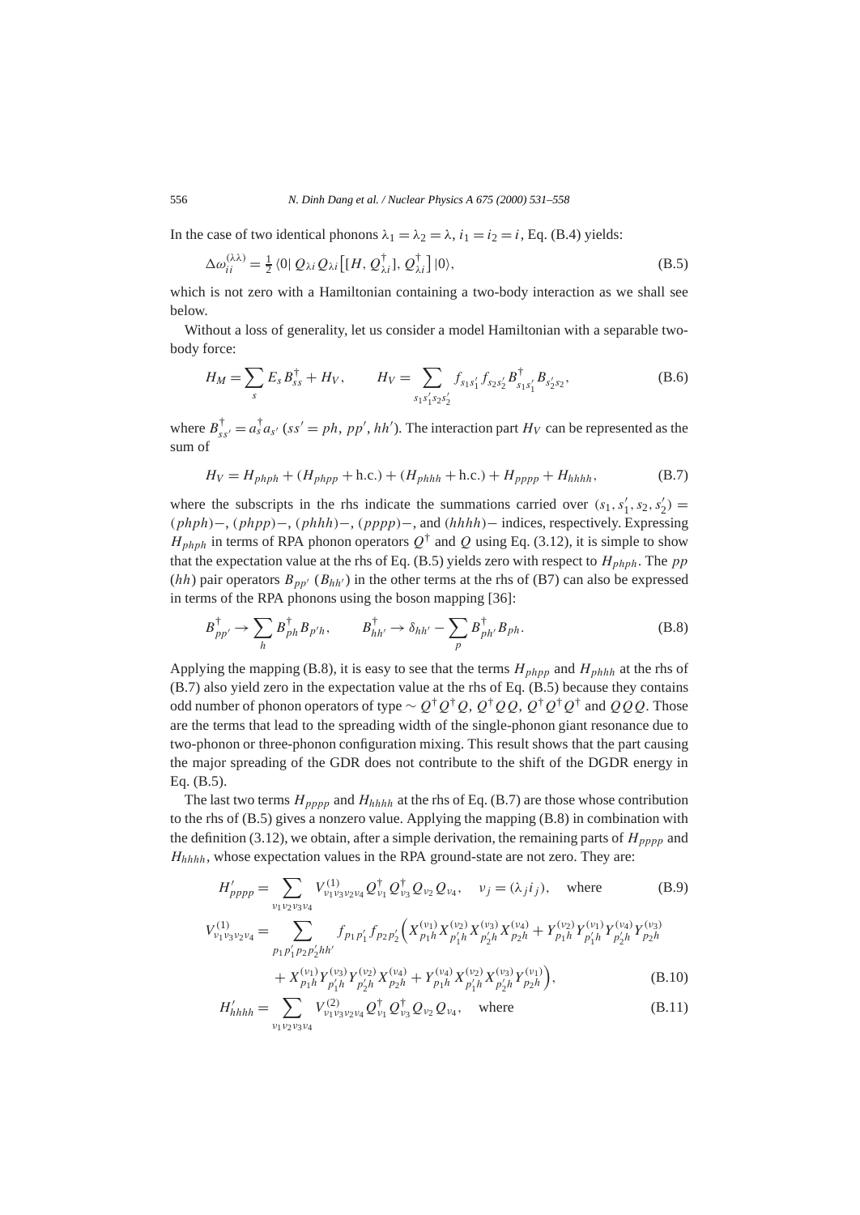In the case of two identical phonons $\lambda_1 = \lambda_2 = \lambda$, $i_1 = i_2 = i$, Eq. (B.4) yields:

$$\Delta\omega_{ii}^{(\lambda\lambda)} = \frac{1}{2} \langle 0| Q_{\lambda i} Q_{\lambda i} \big[ [H, Q_{\lambda i}^\dagger], Q_{\lambda i}^\dagger \big] |0\rangle, \tag{B.5}$$

which is not zero with a Hamiltonian containing a two-body interaction as we shall see below.

Without a loss of generality, let us consider a model Hamiltonian with a separable two-body force:

$$H_M = \sum_s E_s B_{ss}^\dagger + H_V, \qquad H_V = \sum_{s_1 s_1' s_2 s_2'} f_{s_1 s_1'} f_{s_2 s_2'} B_{s_1 s_1'}^\dagger B_{s_2' s_2}, \tag{B.6}$$

where $B_{ss'}^\dagger = a_s^\dagger a_{s'}$ ($ss' = ph$, $pp'$, $hh'$). The interaction part $H_V$ can be represented as the sum of

$$H_V = H_{phph} + (H_{phpp} + \text{h.c.}) + (H_{phhh} + \text{h.c.}) + H_{pppp} + H_{hhhh}, \tag{B.7}$$

where the subscripts in the rhs indicate the summations carried over $(s_1, s_1', s_2, s_2') =$ $(phph)-$, $(phpp)-$, $(phhh)-$, $(pppp)-$, and $(hhhh)-$ indices, respectively. Expressing $H_{phph}$ in terms of RPA phonon operators $Q^\dagger$ and $Q$ using Eq. (3.12), it is simple to show that the expectation value at the rhs of Eq. (B.5) yields zero with respect to $H_{phph}$. The $pp$ ($hh$) pair operators $B_{pp'}$ ($B_{hh'}$) in the other terms at the rhs of (B7) can also be expressed in terms of the RPA phonons using the boson mapping [36]:

$$B_{pp'}^\dagger \to \sum_h B_{ph}^\dagger B_{p'h}, \qquad B_{hh'}^\dagger \to \delta_{hh'} - \sum_p B_{ph'}^\dagger B_{ph}. \tag{B.8}$$

Applying the mapping (B.8), it is easy to see that the terms $H_{phpp}$ and $H_{phhh}$ at the rhs of (B.7) also yield zero in the expectation value at the rhs of Eq. (B.5) because they contains odd number of phonon operators of type $\sim Q^\dagger Q^\dagger Q$, $Q^\dagger Q Q$, $Q^\dagger Q^\dagger Q^\dagger$ and $QQQ$. Those are the terms that lead to the spreading width of the single-phonon giant resonance due to two-phonon or three-phonon configuration mixing. This result shows that the part causing the major spreading of the GDR does not contribute to the shift of the DGDR energy in Eq. (B.5).

The last two terms $H_{pppp}$ and $H_{hhhh}$ at the rhs of Eq. (B.7) are those whose contribution to the rhs of (B.5) gives a nonzero value. Applying the mapping (B.8) in combination with the definition (3.12), we obtain, after a simple derivation, the remaining parts of $H_{pppp}$ and $H_{hhhh}$, whose expectation values in the RPA ground-state are not zero. They are:

$$H_{pppp}' = \sum_{\nu_1 \nu_2 \nu_3 \nu_4} V_{\nu_1 \nu_3 \nu_2 \nu_4}^{(1)} Q_{\nu_1}^\dagger Q_{\nu_3}^\dagger Q_{\nu_2} Q_{\nu_4}, \quad \nu_j = (\lambda_j i_j), \quad \text{where} \tag{B.9}$$

$$V_{\nu_1 \nu_3 \nu_2 \nu_4}^{(1)} = \sum_{p_1 p_1' p_2 p_2' h h'} f_{p_1 p_1'} f_{p_2 p_2'} \Big( X_{p_1 h}^{(\nu_1)} X_{p_1' h}^{(\nu_2)} X_{p_2' h}^{(\nu_3)} X_{p_2 h}^{(\nu_4)} + Y_{p_1 h}^{(\nu_2)} Y_{p_1' h}^{(\nu_1)} Y_{p_2' h}^{(\nu_4)} Y_{p_2 h}^{(\nu_3)}$$
$$+ X_{p_1 h}^{(\nu_1)} Y_{p_1' h}^{(\nu_3)} Y_{p_2' h}^{(\nu_2)} X_{p_2 h}^{(\nu_4)} + Y_{p_1 h}^{(\nu_4)} X_{p_1' h}^{(\nu_2)} X_{p_2' h}^{(\nu_3)} Y_{p_2 h}^{(\nu_1)} \Big), \tag{B.10}$$

$$H_{hhhh}' = \sum_{\nu_1 \nu_2 \nu_3 \nu_4} V_{\nu_1 \nu_3 \nu_2 \nu_4}^{(2)} Q_{\nu_1}^\dagger Q_{\nu_3}^\dagger Q_{\nu_2} Q_{\nu_4}, \quad \text{where} \tag{B.11}$$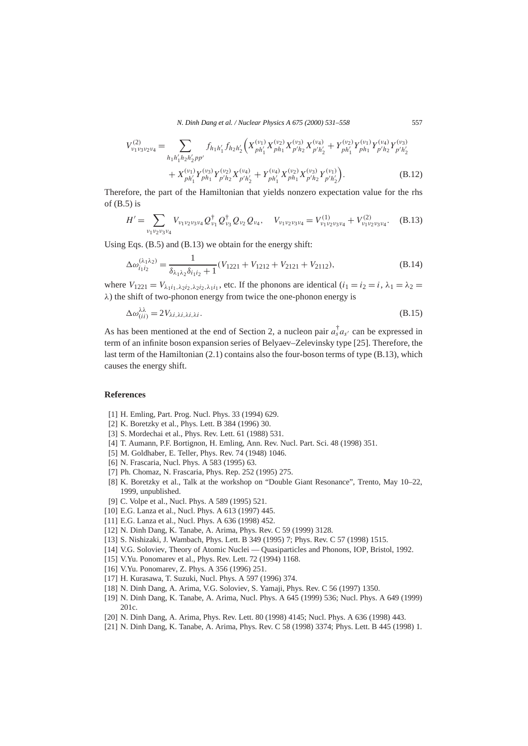$$V^{(2)}_{\nu_1\nu_3\nu_2\nu_4} = \sum_{h_1h_1'h_2h_2'pp'} f_{h_1h_1'} f_{h_2h_2'} \Big( X^{(\nu_1)}_{ph_1'} X^{(\nu_2)}_{ph_1} X^{(\nu_3)}_{p'h_2} X^{(\nu_4)}_{p'h_2'} + Y^{(\nu_2)}_{ph_1'} Y^{(\nu_1)}_{ph_1} Y^{(\nu_4)}_{p'h_2} Y^{(\nu_3)}_{p'h_2'}$$

$$+ X^{(\nu_1)}_{ph_1'} Y^{(\nu_3)}_{ph_1} Y^{(\nu_2)}_{p'h_2} X^{(\nu_4)}_{p'h_2'} + Y^{(\nu_4)}_{ph_1'} X^{(\nu_2)}_{ph_1} X^{(\nu_3)}_{p'h_2} Y^{(\nu_1)}_{p'h_2'} \Big). \tag{B.12}$$

Therefore, the part of the Hamiltonian that yields nonzero expectation value for the rhs of (B.5) is

$$H' = \sum_{\nu_1\nu_2\nu_3\nu_4} V_{\nu_1\nu_2\nu_3\nu_4} Q^{\dagger}_{\nu_1} Q^{\dagger}_{\nu_3} Q_{\nu_2} Q_{\nu_4}, \quad V_{\nu_1\nu_2\nu_3\nu_4} = V^{(1)}_{\nu_1\nu_2\nu_3\nu_4} + V^{(2)}_{\nu_1\nu_2\nu_3\nu_4}. \tag{B.13}$$

Using Eqs. (B.5) and (B.13) we obtain for the energy shift:

$$\Delta\omega^{(\lambda_1\lambda_2)}_{i_1i_2} = \frac{1}{\delta_{\lambda_1\lambda_2}\delta_{i_1i_2} + 1} (V_{1221} + V_{1212} + V_{2121} + V_{2112}), \tag{B.14}$$

where $V_{1221} = V_{\lambda_1 i_1, \lambda_2 i_2, \lambda_2 i_2, \lambda_1 i_1}$, etc. If the phonons are identical ($i_1 = i_2 = i$, $\lambda_1 = \lambda_2 = \lambda$) the shift of two-phonon energy from twice the one-phonon energy is

$$\Delta\omega^{\lambda\lambda}_{(ii)} = 2V_{\lambda i, \lambda i, \lambda i, \lambda i}. \tag{B.15}$$

As has been mentioned at the end of Section 2, a nucleon pair $a^{\dagger}_s a_{s'}$ can be expressed in term of an infinite boson expansion series of Belyaev–Zelevinsky type [25]. Therefore, the last term of the Hamiltonian (2.1) contains also the four-boson terms of type (B.13), which causes the energy shift.

## References

[1] H. Emling, Part. Prog. Nucl. Phys. 33 (1994) 629.
[2] K. Boretzky et al., Phys. Lett. B 384 (1996) 30.
[3] S. Mordechai et al., Phys. Rev. Lett. 61 (1988) 531.
[4] T. Aumann, P.F. Bortignon, H. Emling, Ann. Rev. Nucl. Part. Sci. 48 (1998) 351.
[5] M. Goldhaber, E. Teller, Phys. Rev. 74 (1948) 1046.
[6] N. Frascaria, Nucl. Phys. A 583 (1995) 63.
[7] Ph. Chomaz, N. Frascaria, Phys. Rep. 252 (1995) 275.
[8] K. Boretzky et al., Talk at the workshop on "Double Giant Resonance", Trento, May 10–22, 1999, unpublished.
[9] C. Volpe et al., Nucl. Phys. A 589 (1995) 521.
[10] E.G. Lanza et al., Nucl. Phys. A 613 (1997) 445.
[11] E.G. Lanza et al., Nucl. Phys. A 636 (1998) 452.
[12] N. Dinh Dang, K. Tanabe, A. Arima, Phys. Rev. C 59 (1999) 3128.
[13] S. Nishizaki, J. Wambach, Phys. Lett. B 349 (1995) 7; Phys. Rev. C 57 (1998) 1515.
[14] V.G. Soloviev, Theory of Atomic Nuclei — Quasiparticles and Phonons, IOP, Bristol, 1992.
[15] V.Yu. Ponomarev et al., Phys. Rev. Lett. 72 (1994) 1168.
[16] V.Yu. Ponomarev, Z. Phys. A 356 (1996) 251.
[17] H. Kurasawa, T. Suzuki, Nucl. Phys. A 597 (1996) 374.
[18] N. Dinh Dang, A. Arima, V.G. Soloviev, S. Yamaji, Phys. Rev. C 56 (1997) 1350.
[19] N. Dinh Dang, K. Tanabe, A. Arima, Nucl. Phys. A 645 (1999) 536; Nucl. Phys. A 649 (1999) 201c.
[20] N. Dinh Dang, A. Arima, Phys. Rev. Lett. 80 (1998) 4145; Nucl. Phys. A 636 (1998) 443.
[21] N. Dinh Dang, K. Tanabe, A. Arima, Phys. Rev. C 58 (1998) 3374; Phys. Lett. B 445 (1998) 1.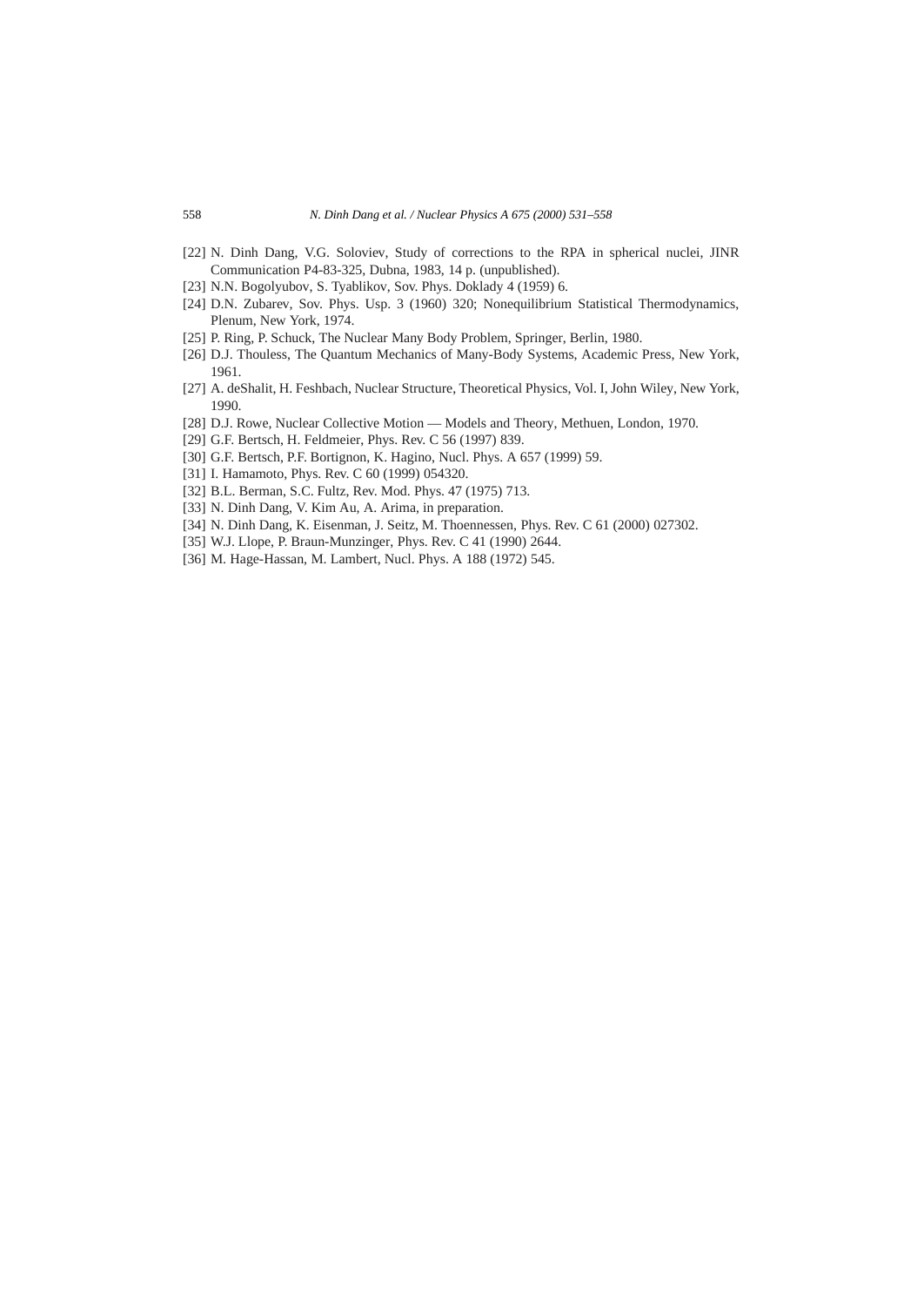[22] N. Dinh Dang, V.G. Soloviev, Study of corrections to the RPA in spherical nuclei, JINR Communication P4-83-325, Dubna, 1983, 14 p. (unpublished).
[23] N.N. Bogolyubov, S. Tyablikov, Sov. Phys. Doklady 4 (1959) 6.
[24] D.N. Zubarev, Sov. Phys. Usp. 3 (1960) 320; Nonequilibrium Statistical Thermodynamics, Plenum, New York, 1974.
[25] P. Ring, P. Schuck, The Nuclear Many Body Problem, Springer, Berlin, 1980.
[26] D.J. Thouless, The Quantum Mechanics of Many-Body Systems, Academic Press, New York, 1961.
[27] A. deShalit, H. Feshbach, Nuclear Structure, Theoretical Physics, Vol. I, John Wiley, New York, 1990.
[28] D.J. Rowe, Nuclear Collective Motion — Models and Theory, Methuen, London, 1970.
[29] G.F. Bertsch, H. Feldmeier, Phys. Rev. C 56 (1997) 839.
[30] G.F. Bertsch, P.F. Bortignon, K. Hagino, Nucl. Phys. A 657 (1999) 59.
[31] I. Hamamoto, Phys. Rev. C 60 (1999) 054320.
[32] B.L. Berman, S.C. Fultz, Rev. Mod. Phys. 47 (1975) 713.
[33] N. Dinh Dang, V. Kim Au, A. Arima, in preparation.
[34] N. Dinh Dang, K. Eisenman, J. Seitz, M. Thoennessen, Phys. Rev. C 61 (2000) 027302.
[35] W.J. Llope, P. Braun-Munzinger, Phys. Rev. C 41 (1990) 2644.
[36] M. Hage-Hassan, M. Lambert, Nucl. Phys. A 188 (1972) 545.